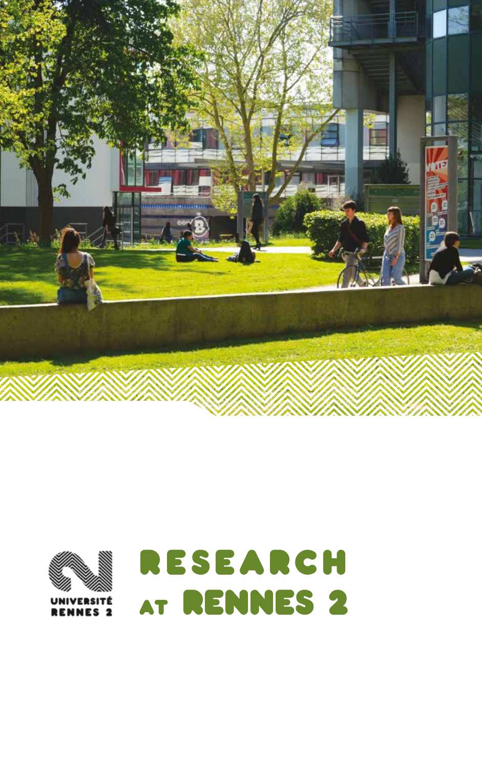UNIVERSITÉ RENNES 2

# RESEARCH AT RENNES 2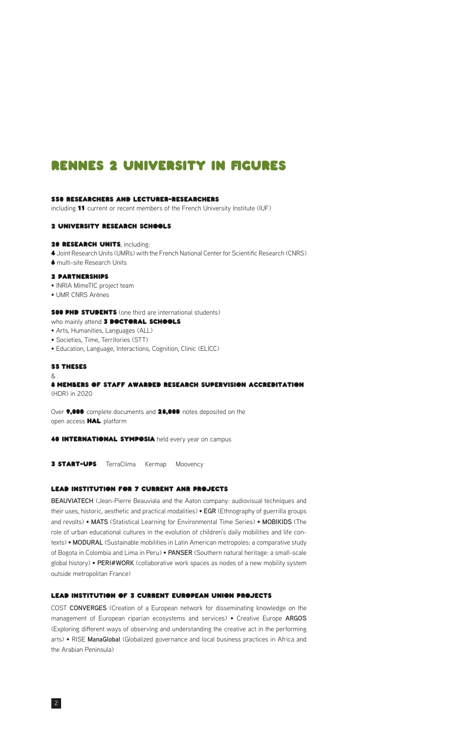# RENNES 2 UNIVERSITY IN FIGURES

**550 RESEARCHERS AND LECTURER-RESEARCHERS**
including **11** current or recent members of the French University Institute (IUF)

**2 UNIVERSITY RESEARCH SCHOOLS**

**20 RESEARCH UNITS**, including:
**4** Joint Research Units (UMRs) with the French National Center for Scientific Research (CNRS)
**6** multi-site Research Units

**2 PARTNERSHIPS**
- INRIA MimeTIC project team
- UMR CNRS Arènes

**500 PHD STUDENTS** (one third are international students)
who mainly attend **3 DOCTORAL SCHOOLS**
- Arts, Humanities, Languages (ALL)
- Societies, Time, Territories (STT)
- Education, Language, Interactions, Cognition, Clinic (ELICC)

**55 THESES**
&
**8 MEMBERS OF STAFF AWARDED RESEARCH SUPERVISION ACCREDITATION**
(HDR) in 2020

Over **9,000** complete documents and **28,000** notes deposited on the open access **HAL** platform

**40 INTERNATIONAL SYMPOSIA** held every year on campus

**3 START-UPS** TerraClima Kermap Moovency

**LEAD INSTITUTION FOR 7 CURRENT ANR PROJECTS**

**BEAUVIATECH** (Jean-Pierre Beauviala and the Aaton company: audiovisual techniques and their uses, historic, aesthetic and practical modalities) • **EGR** (Ethnography of guerrilla groups and revolts) • **MATS** (Statistical Learning for Environmental Time Series) • **MOBIKIDS** (The role of urban educational cultures in the evolution of children's daily mobilities and life contexts) • **MODURAL** (Sustainable mobilities in Latin American metropoles: a comparative study of Bogota in Colombia and Lima in Peru) • **PANSER** (Southern natural heritage: a small-scale global history) • **PERI#WORK** (collaborative work spaces as nodes of a new mobility system outside metropolitan France)

**LEAD INSTITUTION OF 3 CURRENT EUROPEAN UNION PROJECTS**

COST **CONVERGES** (Creation of a European network for disseminating knowledge on the management of European riparian ecosystems and services) • Creative Europe **ARGOS** (Exploring different ways of observing and understanding the creative act in the performing arts) • RISE **ManaGlobal** (Globalized governance and local business practices in Africa and the Arabian Peninsula)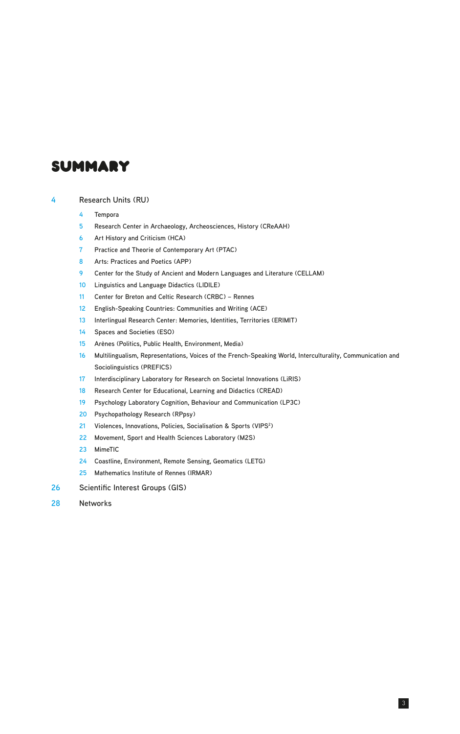# SUMMARY

- 4 Research Units (RU)
  - 4 Tempora
  - 5 Research Center in Archaeology, Archeosciences, History (CReAAH)
  - 6 Art History and Criticism (HCA)
  - 7 Practice and Theorie of Contemporary Art (PTAC)
  - 8 Arts: Practices and Poetics (APP)
  - 9 Center for the Study of Ancient and Modern Languages and Literature (CELLAM)
  - 10 Linguistics and Language Didactics (LIDILE)
  - 11 Center for Breton and Celtic Research (CRBC) – Rennes
  - 12 English-Speaking Countries: Communities and Writing (ACE)
  - 13 Interlingual Research Center: Memories, Identities, Territories (ERIMIT)
  - 14 Spaces and Societies (ESO)
  - 15 Arènes (Politics, Public Health, Environment, Media)
  - 16 Multilingualism, Representations, Voices of the French-Speaking World, Interculturality, Communication and Sociolinguistics (PREFICS)
  - 17 Interdisciplinary Laboratory for Research on Societal Innovations (LiRIS)
  - 18 Research Center for Educational, Learning and Didactics (CREAD)
  - 19 Psychology Laboratory Cognition, Behaviour and Communication (LP3C)
  - 20 Psychopathology Research (RPpsy)
  - 21 Violences, Innovations, Policies, Socialisation & Sports (VIPS$^2$)
  - 22 Movement, Sport and Health Sciences Laboratory (M2S)
  - 23 MimeTIC
  - 24 Coastline, Environment, Remote Sensing, Geomatics (LETG)
  - 25 Mathematics Institute of Rennes (IRMAR)
- 26 Scientific Interest Groups (GIS)
- 28 Networks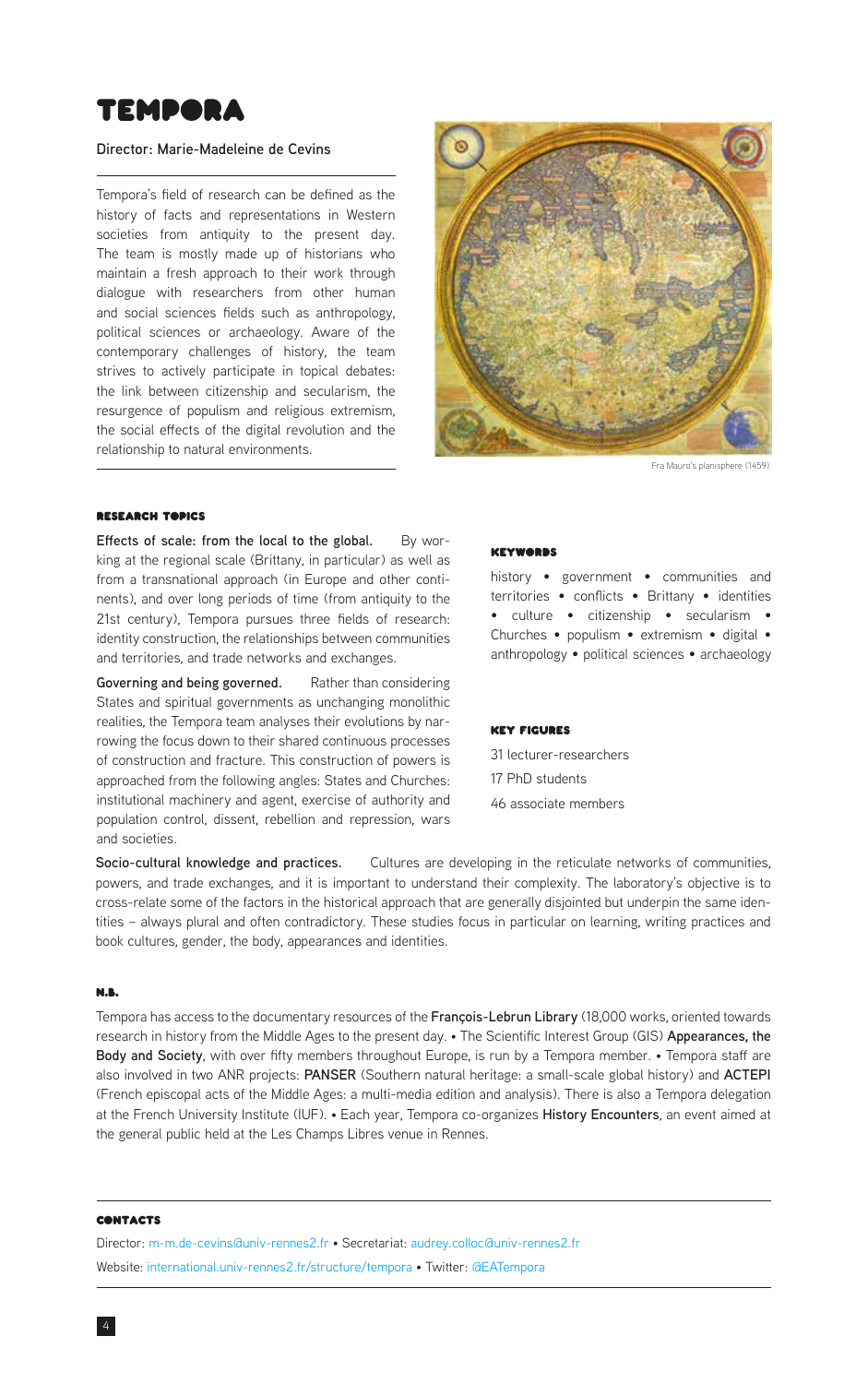# TEMPORA

**Director: Marie-Madeleine de Cevins**

Tempora's field of research can be defined as the history of facts and representations in Western societies from antiquity to the present day. The team is mostly made up of historians who maintain a fresh approach to their work through dialogue with researchers from other human and social sciences fields such as anthropology, political sciences or archaeology. Aware of the contemporary challenges of history, the team strives to actively participate in topical debates: the link between citizenship and secularism, the resurgence of populism and religious extremism, the social effects of the digital revolution and the relationship to natural environments.

Fra Mauro's planisphere (1459).

## RESEARCH TOPICS

**Effects of scale: from the local to the global.** By working at the regional scale (Brittany, in particular) as well as from a transnational approach (in Europe and other continents), and over long periods of time (from antiquity to the 21st century), Tempora pursues three fields of research: identity construction, the relationships between communities and territories, and trade networks and exchanges.

**Governing and being governed.** Rather than considering States and spiritual governments as unchanging monolithic realities, the Tempora team analyses their evolutions by narrowing the focus down to their shared continuous processes of construction and fracture. This construction of powers is approached from the following angles: States and Churches: institutional machinery and agent, exercise of authority and population control, dissent, rebellion and repression, wars and societies.

**Socio-cultural knowledge and practices.** Cultures are developing in the reticulate networks of communities, powers, and trade exchanges, and it is important to understand their complexity. The laboratory's objective is to cross-relate some of the factors in the historical approach that are generally disjointed but underpin the same identities – always plural and often contradictory. These studies focus in particular on learning, writing practices and book cultures, gender, the body, appearances and identities.

## KEYWORDS

history • government • communities and territories • conflicts • Brittany • identities • culture • citizenship • secularism • Churches • populism • extremism • digital • anthropology • political sciences • archaeology

## KEY FIGURES

31 lecturer-researchers

17 PhD students

46 associate members

## N.B.

Tempora has access to the documentary resources of the **François-Lebrun Library** (18,000 works, oriented towards research in history from the Middle Ages to the present day. • The Scientific Interest Group (GIS) **Appearances, the Body and Society**, with over fifty members throughout Europe, is run by a Tempora member. • Tempora staff are also involved in two ANR projects: **PANSER** (Southern natural heritage: a small-scale global history) and **ACTEPI** (French episcopal acts of the Middle Ages: a multi-media edition and analysis). There is also a Tempora delegation at the French University Institute (IUF). • Each year, Tempora co-organizes **History Encounters**, an event aimed at the general public held at the Les Champs Libres venue in Rennes.

## CONTACTS

Director: m-m.de-cevins@univ-rennes2.fr • Secretariat: audrey.colloc@univ-rennes2.fr

Website: international.univ-rennes2.fr/structure/tempora • Twitter: @EATempora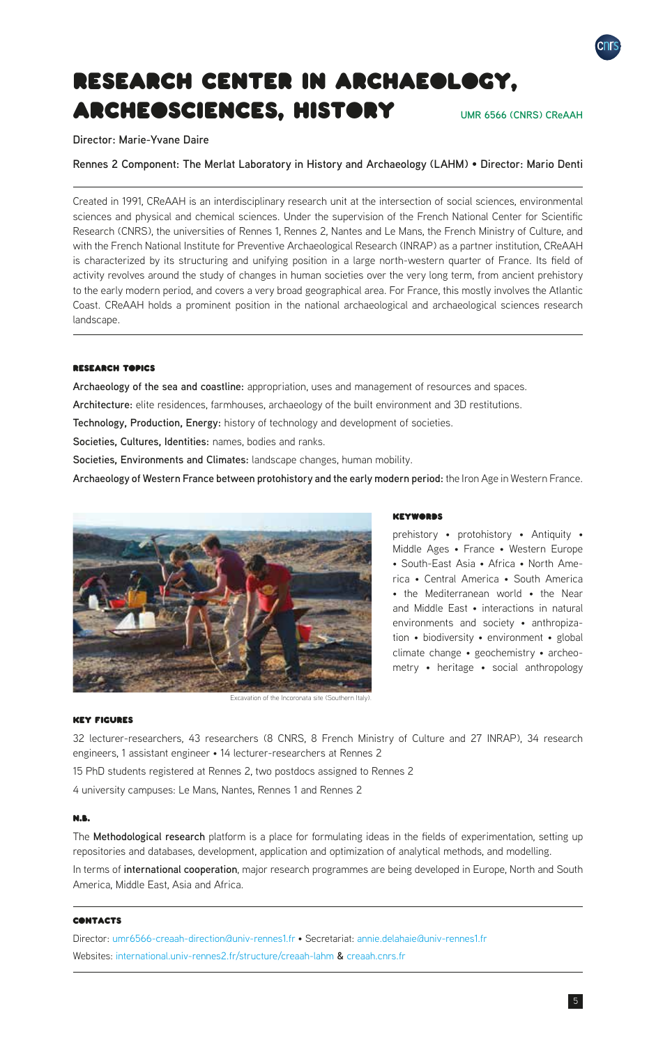# RESEARCH CENTER IN ARCHAEOLOGY, ARCHEOSCIENCES, HISTORY

UMR 6566 (CNRS) CReAAH

**Director: Marie-Yvane Daire**

**Rennes 2 Component: The Merlat Laboratory in History and Archaeology (LAHM) • Director: Mario Denti**

---

Created in 1991, CReAAH is an interdisciplinary research unit at the intersection of social sciences, environmental sciences and physical and chemical sciences. Under the supervision of the French National Center for Scientific Research (CNRS), the universities of Rennes 1, Rennes 2, Nantes and Le Mans, the French Ministry of Culture, and with the French National Institute for Preventive Archaeological Research (INRAP) as a partner institution, CReAAH is characterized by its structuring and unifying position in a large north-western quarter of France. Its field of activity revolves around the study of changes in human societies over the very long term, from ancient prehistory to the early modern period, and covers a very broad geographical area. For France, this mostly involves the Atlantic Coast. CReAAH holds a prominent position in the national archaeological and archaeological sciences research landscape.

---

#### RESEARCH TOPICS

**Archaeology of the sea and coastline:** appropriation, uses and management of resources and spaces.

**Architecture:** elite residences, farmhouses, archaeology of the built environment and 3D restitutions.

**Technology, Production, Energy:** history of technology and development of societies.

**Societies, Cultures, Identities:** names, bodies and ranks.

**Societies, Environments and Climates:** landscape changes, human mobility.

**Archaeology of Western France between protohistory and the early modern period:** the Iron Age in Western France.

Excavation of the Incoronata site (Southern Italy).

#### KEYWORDS

prehistory • protohistory • Antiquity • Middle Ages • France • Western Europe • South-East Asia • Africa • North America • Central America • South America • the Mediterranean world • the Near and Middle East • interactions in natural environments and society • anthropization • biodiversity • environment • global climate change • geochemistry • archeometry • heritage • social anthropology

#### KEY FIGURES

32 lecturer-researchers, 43 researchers (8 CNRS, 8 French Ministry of Culture and 27 INRAP), 34 research engineers, 1 assistant engineer • 14 lecturer-researchers at Rennes 2

15 PhD students registered at Rennes 2, two postdocs assigned to Rennes 2

4 university campuses: Le Mans, Nantes, Rennes 1 and Rennes 2

#### N.B.

The **Methodological research** platform is a place for formulating ideas in the fields of experimentation, setting up repositories and databases, development, application and optimization of analytical methods, and modelling.

In terms of **international cooperation**, major research programmes are being developed in Europe, North and South America, Middle East, Asia and Africa.

---

#### CONTACTS

Director: umr6566-creaah-direction@univ-rennes1.fr • Secretariat: annie.delahaie@univ-rennes1.fr

Websites: international.univ-rennes2.fr/structure/creaah-lahm & creaah.cnrs.fr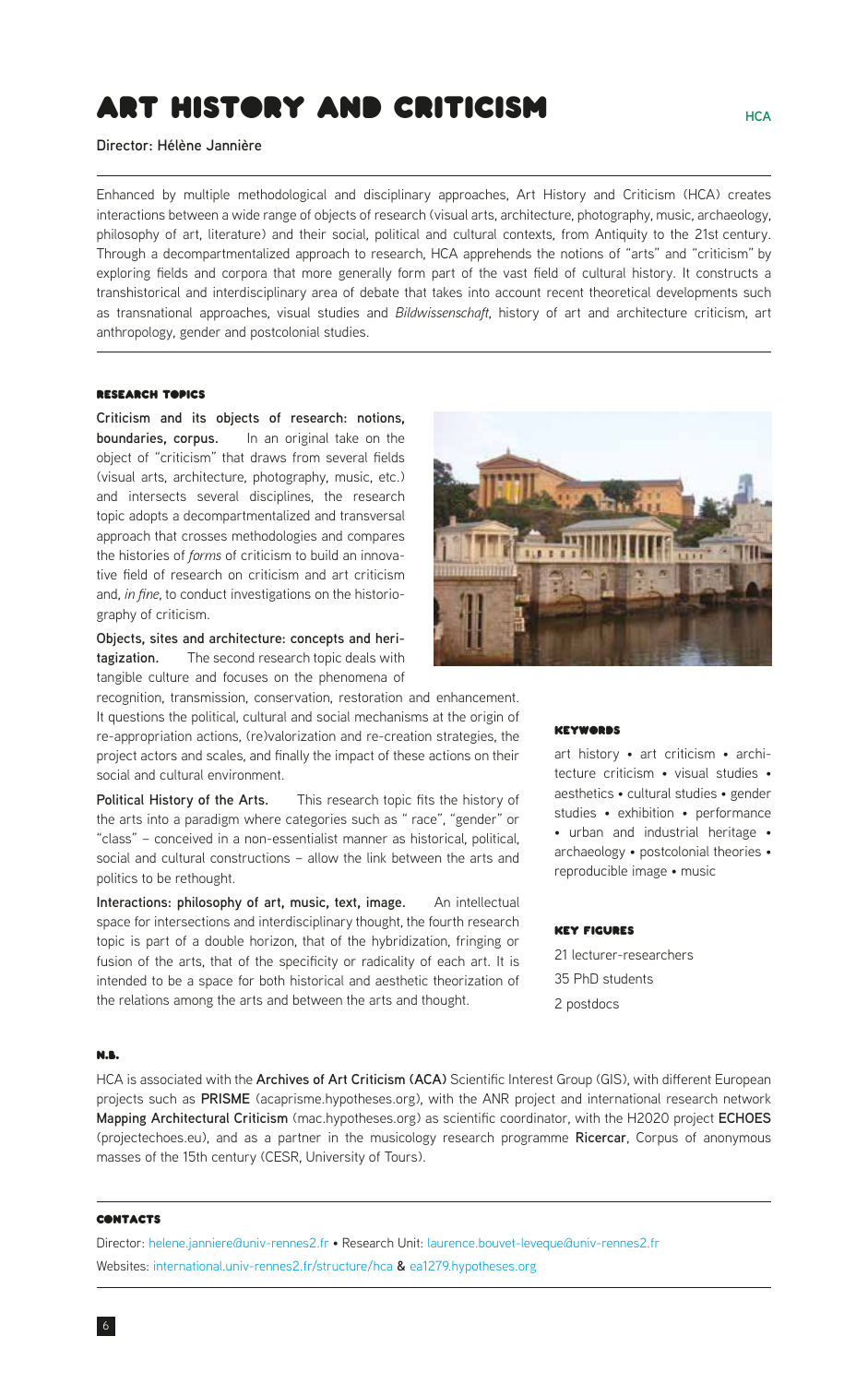# ART HISTORY AND CRITICISM

HCA

Director: Hélène Jannière

Enhanced by multiple methodological and disciplinary approaches, Art History and Criticism (HCA) creates interactions between a wide range of objects of research (visual arts, architecture, photography, music, archaeology, philosophy of art, literature) and their social, political and cultural contexts, from Antiquity to the 21st century. Through a decompartmentalized approach to research, HCA apprehends the notions of "arts" and "criticism" by exploring fields and corpora that more generally form part of the vast field of cultural history. It constructs a transhistorical and interdisciplinary area of debate that takes into account recent theoretical developments such as transnational approaches, visual studies and *Bildwissenschaft*, history of art and architecture criticism, art anthropology, gender and postcolonial studies.

## RESEARCH TOPICS

**Criticism and its objects of research: notions, boundaries, corpus.** In an original take on the object of "criticism" that draws from several fields (visual arts, architecture, photography, music, etc.) and intersects several disciplines, the research topic adopts a decompartmentalized and transversal approach that crosses methodologies and compares the histories of *forms* of criticism to build an innovative field of research on criticism and art criticism and, *in fine*, to conduct investigations on the historiography of criticism.

**Objects, sites and architecture: concepts and heritagization.** The second research topic deals with tangible culture and focuses on the phenomena of recognition, transmission, conservation, restoration and enhancement. It questions the political, cultural and social mechanisms at the origin of re-appropriation actions, (re)valorization and re-creation strategies, the project actors and scales, and finally the impact of these actions on their social and cultural environment.

**Political History of the Arts.** This research topic fits the history of the arts into a paradigm where categories such as " race", "gender" or "class" – conceived in a non-essentialist manner as historical, political, social and cultural constructions – allow the link between the arts and politics to be rethought.

**Interactions: philosophy of art, music, text, image.** An intellectual space for intersections and interdisciplinary thought, the fourth research topic is part of a double horizon, that of the hybridization, fringing or fusion of the arts, that of the specificity or radicality of each art. It is intended to be a space for both historical and aesthetic theorization of the relations among the arts and between the arts and thought.

## KEYWORDS

art history • art criticism • architecture criticism • visual studies • aesthetics • cultural studies • gender studies • exhibition • performance • urban and industrial heritage • archaeology • postcolonial theories • reproducible image • music

## KEY FIGURES

21 lecturer-researchers

35 PhD students

2 postdocs

## N.B.

HCA is associated with the **Archives of Art Criticism (ACA)** Scientific Interest Group (GIS), with different European projects such as **PRISME** (acaprisme.hypotheses.org), with the ANR project and international research network **Mapping Architectural Criticism** (mac.hypotheses.org) as scientific coordinator, with the H2020 project **ECHOES** (projectechoes.eu), and as a partner in the musicology research programme **Ricercar**, Corpus of anonymous masses of the 15th century (CESR, University of Tours).

## CONTACTS

Director: helene.janniere@univ-rennes2.fr • Research Unit: laurence.bouvet-leveque@univ-rennes2.fr

Websites: international.univ-rennes2.fr/structure/hca & ea1279.hypotheses.org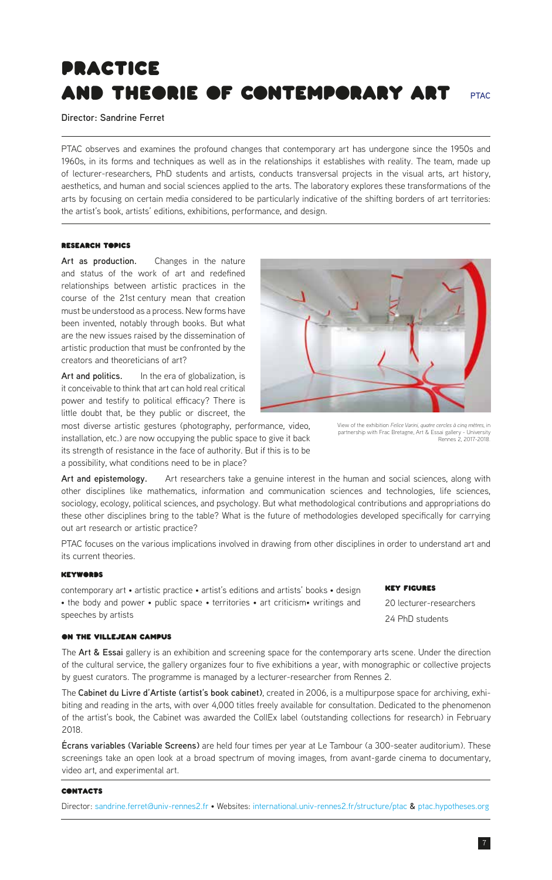# PRACTICE AND THEORIE OF CONTEMPORARY ART

PTAC

**Director: Sandrine Ferret**

PTAC observes and examines the profound changes that contemporary art has undergone since the 1950s and 1960s, in its forms and techniques as well as in the relationships it establishes with reality. The team, made up of lecturer-researchers, PhD students and artists, conducts transversal projects in the visual arts, art history, aesthetics, and human and social sciences applied to the arts. The laboratory explores these transformations of the arts by focusing on certain media considered to be particularly indicative of the shifting borders of art territories: the artist's book, artists' editions, exhibitions, performance, and design.

## RESEARCH TOPICS

**Art as production.** Changes in the nature and status of the work of art and redefined relationships between artistic practices in the course of the 21st century mean that creation must be understood as a process. New forms have been invented, notably through books. But what are the new issues raised by the dissemination of artistic production that must be confronted by the creators and theoreticians of art?

**Art and politics.** In the era of globalization, is it conceivable to think that art can hold real critical power and testify to political efficacy? There is little doubt that, be they public or discreet, the most diverse artistic gestures (photography, performance, video, installation, etc.) are now occupying the public space to give it back its strength of resistance in the face of authority. But if this is to be a possibility, what conditions need to be in place?

View of the exhibition *Felice Varini, quatre cercles à cinq mètres*, in partnership with Frac Bretagne, Art & Essai gallery - University Rennes 2, 2017-2018.

**Art and epistemology.** Art researchers take a genuine interest in the human and social sciences, along with other disciplines like mathematics, information and communication sciences and technologies, life sciences, sociology, ecology, political sciences, and psychology. But what methodological contributions and appropriations do these other disciplines bring to the table? What is the future of methodologies developed specifically for carrying out art research or artistic practice?

PTAC focuses on the various implications involved in drawing from other disciplines in order to understand art and its current theories.

## KEYWORDS

contemporary art • artistic practice • artist's editions and artists' books • design • the body and power • public space • territories • art criticism• writings and speeches by artists

## KEY FIGURES

20 lecturer-researchers

24 PhD students

## ON THE VILLEJEAN CAMPUS

The **Art & Essai** gallery is an exhibition and screening space for the contemporary arts scene. Under the direction of the cultural service, the gallery organizes four to five exhibitions a year, with monographic or collective projects by guest curators. The programme is managed by a lecturer-researcher from Rennes 2.

The **Cabinet du Livre d'Artiste (artist's book cabinet)**, created in 2006, is a multipurpose space for archiving, exhibiting and reading in the arts, with over 4,000 titles freely available for consultation. Dedicated to the phenomenon of the artist's book, the Cabinet was awarded the CollEx label (outstanding collections for research) in February 2018.

**Écrans variables (Variable Screens)** are held four times per year at Le Tambour (a 300-seater auditorium). These screenings take an open look at a broad spectrum of moving images, from avant-garde cinema to documentary, video art, and experimental art.

## CONTACTS

Director: sandrine.ferret@univ-rennes2.fr • Websites: international.univ-rennes2.fr/structure/ptac & ptac.hypotheses.org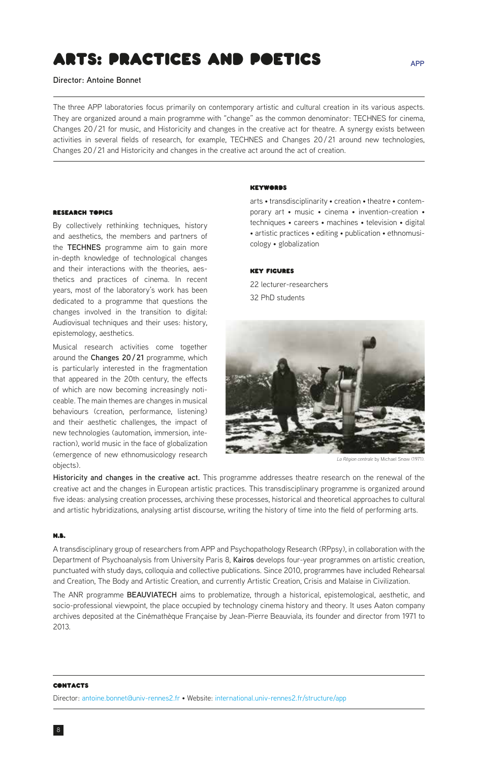# ARTS: PRACTICES AND POETICS

APP

**Director: Antoine Bonnet**

The three APP laboratories focus primarily on contemporary artistic and cultural creation in its various aspects. They are organized around a main programme with "change" as the common denominator: TECHNES for cinema, Changes 20 / 21 for music, and Historicity and changes in the creative act for theatre. A synergy exists between activities in several fields of research, for example, TECHNES and Changes 20 / 21 around new technologies, Changes 20 / 21 and Historicity and changes in the creative act around the act of creation.

## RESEARCH TOPICS

By collectively rethinking techniques, history and aesthetics, the members and partners of the **TECHNES** programme aim to gain more in-depth knowledge of technological changes and their interactions with the theories, aesthetics and practices of cinema. In recent years, most of the laboratory's work has been dedicated to a programme that questions the changes involved in the transition to digital: Audiovisual techniques and their uses: history, epistemology, aesthetics.

Musical research activities come together around the **Changes 20 / 21** programme, which is particularly interested in the fragmentation that appeared in the 20th century, the effects of which are now becoming increasingly noticeable. The main themes are changes in musical behaviours (creation, performance, listening) and their aesthetic challenges, the impact of new technologies (automation, immersion, interaction), world music in the face of globalization (emergence of new ethnomusicology research objects).

## KEYWORDS

arts • transdisciplinarity • creation • theatre • contemporary art • music • cinema • invention-creation • techniques • careers • machines • television • digital • artistic practices • editing • publication • ethnomusicology • globalization

## KEY FIGURES

22 lecturer-researchers

32 PhD students

*La Région centrale* by Michael Snow (1971).

**Historicity and changes in the creative act.** This programme addresses theatre research on the renewal of the creative act and the changes in European artistic practices. This transdisciplinary programme is organized around five ideas: analysing creation processes, archiving these processes, historical and theoretical approaches to cultural and artistic hybridizations, analysing artist discourse, writing the history of time into the field of performing arts.

## N.B.

A transdisciplinary group of researchers from APP and Psychopathology Research (RPpsy), in collaboration with the Department of Psychoanalysis from University Paris 8, **Kairos** develops four-year programmes on artistic creation, punctuated with study days, colloquia and collective publications. Since 2010, programmes have included Rehearsal and Creation, The Body and Artistic Creation, and currently Artistic Creation, Crisis and Malaise in Civilization.

The ANR programme **BEAUVIATECH** aims to problematize, through a historical, epistemological, aesthetic, and socio-professional viewpoint, the place occupied by technology cinema history and theory. It uses Aaton company archives deposited at the Cinémathèque Française by Jean-Pierre Beauviala, its founder and director from 1971 to 2013.

## CONTACTS

Director: antoine.bonnet@univ-rennes2.fr • Website: international.univ-rennes2.fr/structure/app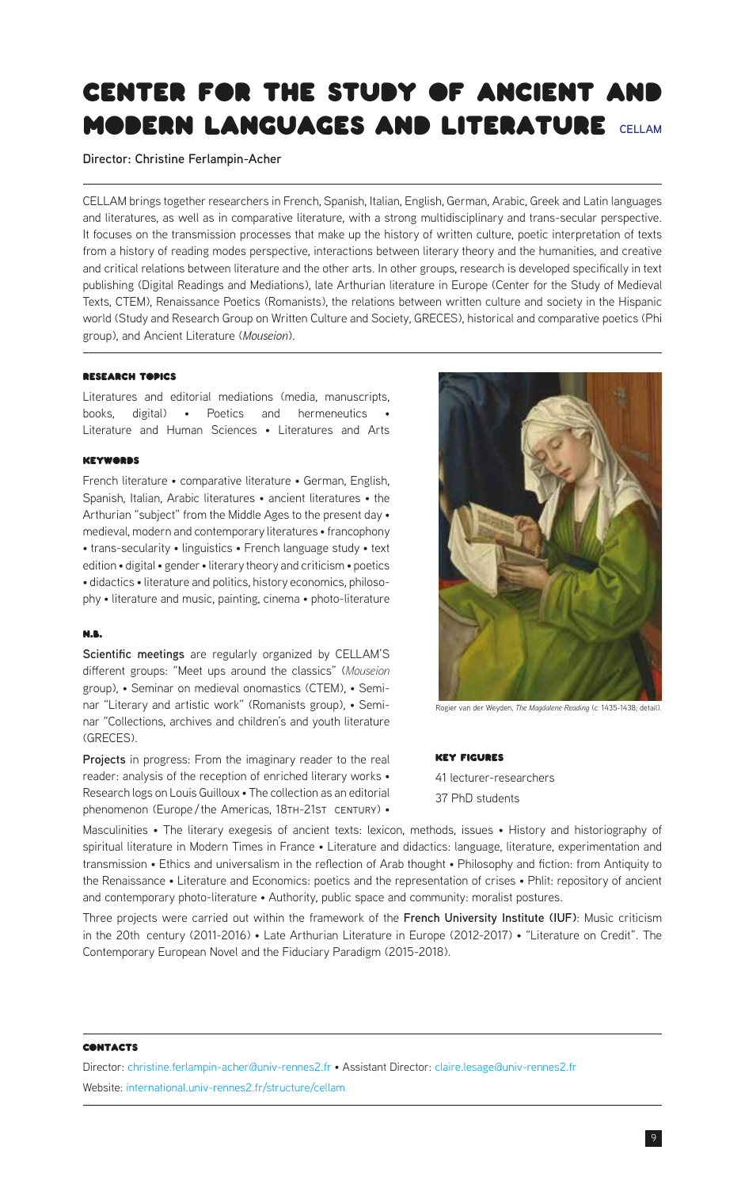# CENTER FOR THE STUDY OF ANCIENT AND MODERN LANGUAGES AND LITERATURE CELLAM

Director: Christine Ferlampin-Acher

CELLAM brings together researchers in French, Spanish, Italian, English, German, Arabic, Greek and Latin languages and literatures, as well as in comparative literature, with a strong multidisciplinary and trans-secular perspective. It focuses on the transmission processes that make up the history of written culture, poetic interpretation of texts from a history of reading modes perspective, interactions between literary theory and the humanities, and creative and critical relations between literature and the other arts. In other groups, research is developed specifically in text publishing (Digital Readings and Mediations), late Arthurian literature in Europe (Center for the Study of Medieval Texts, CTEM), Renaissance Poetics (Romanists), the relations between written culture and society in the Hispanic world (Study and Research Group on Written Culture and Society, GRECES), historical and comparative poetics (Phi group), and Ancient Literature (*Mouseion*).

### RESEARCH TOPICS

Literatures and editorial mediations (media, manuscripts, books, digital) • Poetics and hermeneutics • Literature and Human Sciences • Literatures and Arts

### KEYWORDS

French literature • comparative literature • German, English, Spanish, Italian, Arabic literatures • ancient literatures • the Arthurian "subject" from the Middle Ages to the present day • medieval, modern and contemporary literatures • francophony • trans-secularity • linguistics • French language study • text edition • digital • gender • literary theory and criticism • poetics • didactics • literature and politics, history economics, philosophy • literature and music, painting, cinema • photo-literature

### N.B.

**Scientific meetings** are regularly organized by CELLAM'S different groups: "Meet ups around the classics" (*Mouseion* group), • Seminar on medieval onomastics (CTEM), • Seminar "Literary and artistic work" (Romanists group), • Seminar "Collections, archives and children's and youth literature (GRECES).

**Projects** in progress: From the imaginary reader to the real reader: analysis of the reception of enriched literary works • Research logs on Louis Guilloux • The collection as an editorial phenomenon (Europe / the Americas, 18TH-21ST CENTURY) • Masculinities • The literary exegesis of ancient texts: lexicon, methods, issues • History and historiography of spiritual literature in Modern Times in France • Literature and didactics: language, literature, experimentation and transmission • Ethics and universalism in the reflection of Arab thought • Philosophy and fiction: from Antiquity to the Renaissance • Literature and Economics: poetics and the representation of crises • Phlit: repository of ancient and contemporary photo-literature • Authority, public space and community: moralist postures.

Three projects were carried out within the framework of the **French University Institute (IUF)**: Music criticism in the 20th century (2011-2016) • Late Arthurian Literature in Europe (2012-2017) • "Literature on Credit". The Contemporary European Novel and the Fiduciary Paradigm (2015-2018).

Rogier van der Weyden, *The Magdalene Reading* (c. 1435-1438; detail).

### KEY FIGURES

41 lecturer-researchers

37 PhD students

### CONTACTS

Director: christine.ferlampin-acher@univ-rennes2.fr • Assistant Director: claire.lesage@univ-rennes2.fr

Website: international.univ-rennes2.fr/structure/cellam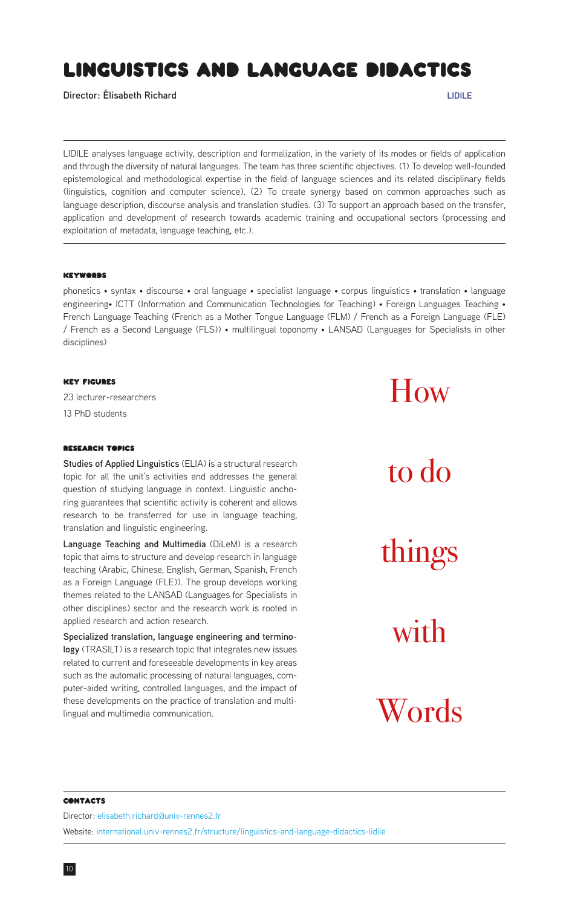# LINGUISTICS AND LANGUAGE DIDACTICS

**Director: Élisabeth Richard** LIDILE

LIDILE analyses language activity, description and formalization, in the variety of its modes or fields of application and through the diversity of natural languages. The team has three scientific objectives. (1) To develop well-founded epistemological and methodological expertise in the field of language sciences and its related disciplinary fields (linguistics, cognition and computer science). (2) To create synergy based on common approaches such as language description, discourse analysis and translation studies. (3) To support an approach based on the transfer, application and development of research towards academic training and occupational sectors (processing and exploitation of metadata, language teaching, etc.).

### KEYWORDS

phonetics • syntax • discourse • oral language • specialist language • corpus linguistics • translation • language engineering• ICTT (Information and Communication Technologies for Teaching) • Foreign Languages Teaching • French Language Teaching (French as a Mother Tongue Language (FLM) / French as a Foreign Language (FLE) / French as a Second Language (FLS)) • multilingual toponomy • LANSAD (Languages for Specialists in other disciplines)

### KEY FIGURES

23 lecturer-researchers

13 PhD students

### RESEARCH TOPICS

**Studies of Applied Linguistics** (ELIA) is a structural research topic for all the unit's activities and addresses the general question of studying language in context. Linguistic anchoring guarantees that scientific activity is coherent and allows research to be transferred for use in language teaching, translation and linguistic engineering.

**Language Teaching and Multimedia** (DiLeM) is a research topic that aims to structure and develop research in language teaching (Arabic, Chinese, English, German, Spanish, French as a Foreign Language (FLE)). The group develops working themes related to the LANSAD (Languages for Specialists in other disciplines) sector and the research work is rooted in applied research and action research.

**Specialized translation, language engineering and terminology** (TRASILT) is a research topic that integrates new issues related to current and foreseeable developments in key areas such as the automatic processing of natural languages, computer-aided writing, controlled languages, and the impact of these developments on the practice of translation and multilingual and multimedia communication.

How to do things with Words

### CONTACTS

Director: elisabeth.richard@univ-rennes2.fr

Website: international.univ-rennes2.fr/structure/linguistics-and-language-didactics-lidile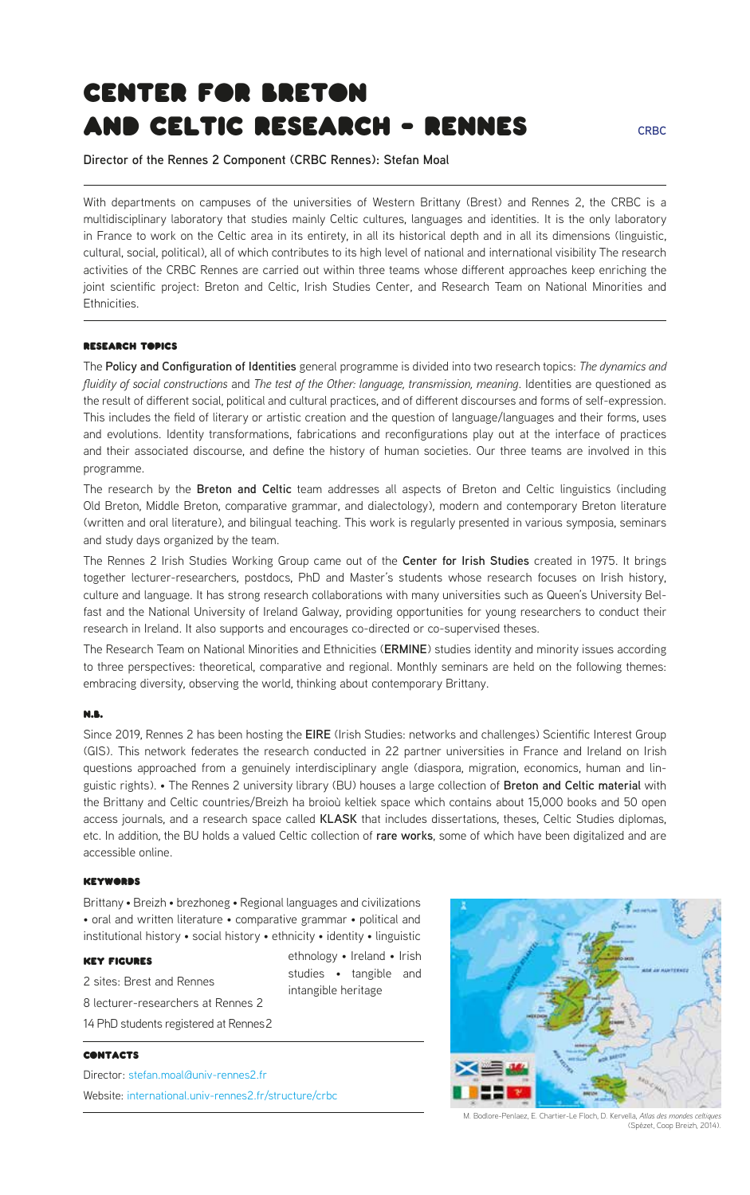# CENTER FOR BRETON AND CELTIC RESEARCH - RENNES

CRBC

**Director of the Rennes 2 Component (CRBC Rennes): Stefan Moal**

With departments on campuses of the universities of Western Brittany (Brest) and Rennes 2, the CRBC is a multidisciplinary laboratory that studies mainly Celtic cultures, languages and identities. It is the only laboratory in France to work on the Celtic area in its entirety, in all its historical depth and in all its dimensions (linguistic, cultural, social, political), all of which contributes to its high level of national and international visibility The research activities of the CRBC Rennes are carried out within three teams whose different approaches keep enriching the joint scientific project: Breton and Celtic, Irish Studies Center, and Research Team on National Minorities and Ethnicities.

## RESEARCH TOPICS

The **Policy and Configuration of Identities** general programme is divided into two research topics: *The dynamics and fluidity of social constructions* and *The test of the Other: language, transmission, meaning*. Identities are questioned as the result of different social, political and cultural practices, and of different discourses and forms of self-expression. This includes the field of literary or artistic creation and the question of language/languages and their forms, uses and evolutions. Identity transformations, fabrications and reconfigurations play out at the interface of practices and their associated discourse, and define the history of human societies. Our three teams are involved in this programme.

The research by the **Breton and Celtic** team addresses all aspects of Breton and Celtic linguistics (including Old Breton, Middle Breton, comparative grammar, and dialectology), modern and contemporary Breton literature (written and oral literature), and bilingual teaching. This work is regularly presented in various symposia, seminars and study days organized by the team.

The Rennes 2 Irish Studies Working Group came out of the **Center for Irish Studies** created in 1975. It brings together lecturer-researchers, postdocs, PhD and Master's students whose research focuses on Irish history, culture and language. It has strong research collaborations with many universities such as Queen's University Belfast and the National University of Ireland Galway, providing opportunities for young researchers to conduct their research in Ireland. It also supports and encourages co-directed or co-supervised theses.

The Research Team on National Minorities and Ethnicities (**ERMINE**) studies identity and minority issues according to three perspectives: theoretical, comparative and regional. Monthly seminars are held on the following themes: embracing diversity, observing the world, thinking about contemporary Brittany.

## N.B.

Since 2019, Rennes 2 has been hosting the **EIRE** (Irish Studies: networks and challenges) Scientific Interest Group (GIS). This network federates the research conducted in 22 partner universities in France and Ireland on Irish questions approached from a genuinely interdisciplinary angle (diaspora, migration, economics, human and linguistic rights). • The Rennes 2 university library (BU) houses a large collection of **Breton and Celtic material** with the Brittany and Celtic countries/Breizh ha broioù keltiek space which contains about 15,000 books and 50 open access journals, and a research space called **KLASK** that includes dissertations, theses, Celtic Studies diplomas, etc. In addition, the BU holds a valued Celtic collection of **rare works**, some of which have been digitalized and are accessible online.

## KEYWORDS

Brittany • Breizh • brezhoneg • Regional languages and civilizations • oral and written literature • comparative grammar • political and institutional history • social history • ethnicity • identity • linguistic ethnology • Ireland • Irish studies • tangible and intangible heritage

## KEY FIGURES

2 sites: Brest and Rennes

8 lecturer-researchers at Rennes 2

14 PhD students registered at Rennes2

## CONTACTS

Director: stefan.moal@univ-rennes2.fr

Website: international.univ-rennes2.fr/structure/crbc

M. Bodlore-Penlaez, E. Chartier-Le Floch, D. Kervella, *Atlas des mondes celtiques* (Spézet, Coop Breizh, 2014).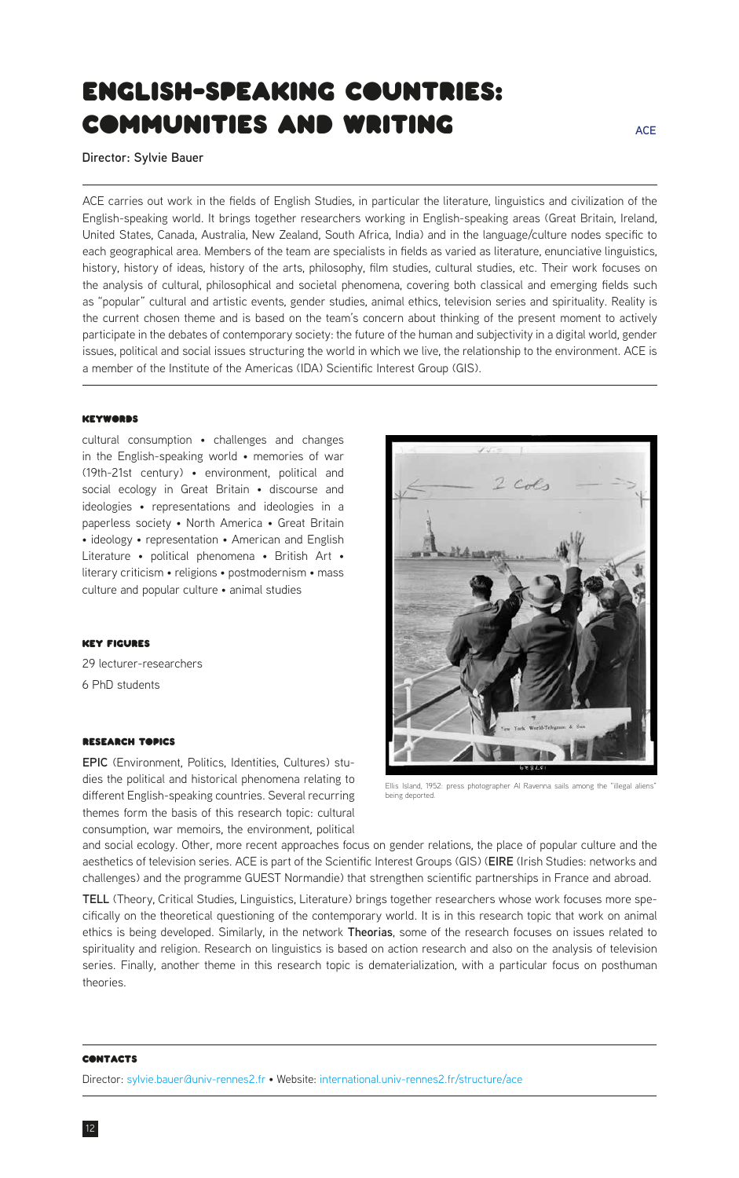# ENGLISH-SPEAKING COUNTRIES: COMMUNITIES AND WRITING

ACE

**Director: Sylvie Bauer**

ACE carries out work in the fields of English Studies, in particular the literature, linguistics and civilization of the English-speaking world. It brings together researchers working in English-speaking areas (Great Britain, Ireland, United States, Canada, Australia, New Zealand, South Africa, India) and in the language/culture nodes specific to each geographical area. Members of the team are specialists in fields as varied as literature, enunciative linguistics, history, history of ideas, history of the arts, philosophy, film studies, cultural studies, etc. Their work focuses on the analysis of cultural, philosophical and societal phenomena, covering both classical and emerging fields such as "popular" cultural and artistic events, gender studies, animal ethics, television series and spirituality. Reality is the current chosen theme and is based on the team's concern about thinking of the present moment to actively participate in the debates of contemporary society: the future of the human and subjectivity in a digital world, gender issues, political and social issues structuring the world in which we live, the relationship to the environment. ACE is a member of the Institute of the Americas (IDA) Scientific Interest Group (GIS).

### KEYWORDS

cultural consumption • challenges and changes in the English-speaking world • memories of war (19th-21st century) • environment, political and social ecology in Great Britain • discourse and ideologies • representations and ideologies in a paperless society • North America • Great Britain • ideology • representation • American and English Literature • political phenomena • British Art • literary criticism • religions • postmodernism • mass culture and popular culture • animal studies

### KEY FIGURES

29 lecturer-researchers

6 PhD students

Ellis Island, 1952: press photographer Al Ravenna sails among the "illegal aliens" being deported.

### RESEARCH TOPICS

**EPIC** (Environment, Politics, Identities, Cultures) studies the political and historical phenomena relating to different English-speaking countries. Several recurring themes form the basis of this research topic: cultural consumption, war memoirs, the environment, political and social ecology. Other, more recent approaches focus on gender relations, the place of popular culture and the aesthetics of television series. ACE is part of the Scientific Interest Groups (GIS) (**EIRE** (Irish Studies: networks and challenges) and the programme GUEST Normandie) that strengthen scientific partnerships in France and abroad.

**TELL** (Theory, Critical Studies, Linguistics, Literature) brings together researchers whose work focuses more specifically on the theoretical questioning of the contemporary world. It is in this research topic that work on animal ethics is being developed. Similarly, in the network **Theorias**, some of the research focuses on issues related to spirituality and religion. Research on linguistics is based on action research and also on the analysis of television series. Finally, another theme in this research topic is dematerialization, with a particular focus on posthuman theories.

### CONTACTS

Director: sylvie.bauer@univ-rennes2.fr • Website: international.univ-rennes2.fr/structure/ace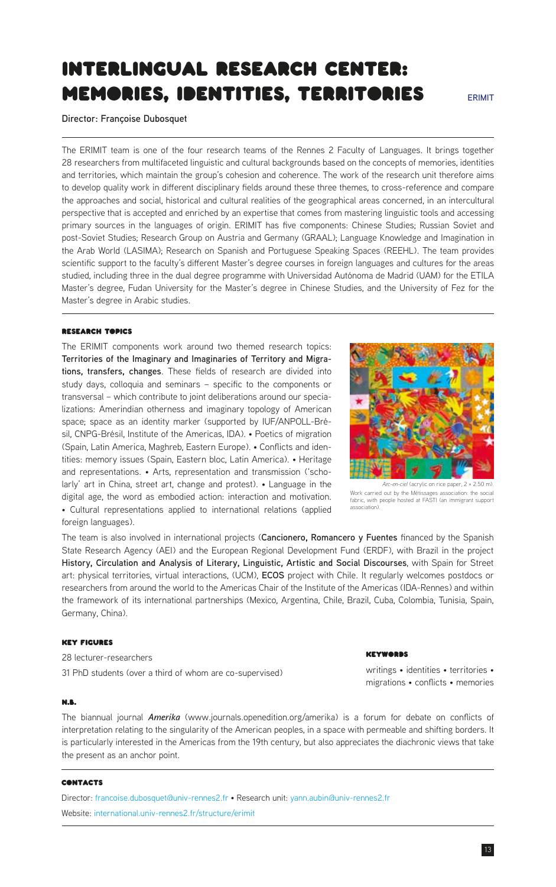# INTERLINGUAL RESEARCH CENTER: MEMORIES, IDENTITIES, TERRITORIES

ERIMIT

**Director: Françoise Dubosquet**

The ERIMIT team is one of the four research teams of the Rennes 2 Faculty of Languages. It brings together 28 researchers from multifaceted linguistic and cultural backgrounds based on the concepts of memories, identities and territories, which maintain the group's cohesion and coherence. The work of the research unit therefore aims to develop quality work in different disciplinary fields around these three themes, to cross-reference and compare the approaches and social, historical and cultural realities of the geographical areas concerned, in an intercultural perspective that is accepted and enriched by an expertise that comes from mastering linguistic tools and accessing primary sources in the languages of origin. ERIMIT has five components: Chinese Studies; Russian Soviet and post-Soviet Studies; Research Group on Austria and Germany (GRAAL); Language Knowledge and Imagination in the Arab World (LASIMA); Research on Spanish and Portuguese Speaking Spaces (REEHL). The team provides scientific support to the faculty's different Master's degree courses in foreign languages and cultures for the areas studied, including three in the dual degree programme with Universidad Autónoma de Madrid (UAM) for the ETILA Master's degree, Fudan University for the Master's degree in Chinese Studies, and the University of Fez for the Master's degree in Arabic studies.

#### RESEARCH TOPICS

The ERIMIT components work around two themed research topics: **Territories of the Imaginary and Imaginaries of Territory and Migrations, transfers, changes**. These fields of research are divided into study days, colloquia and seminars – specific to the components or transversal – which contribute to joint deliberations around our specializations: Amerindian otherness and imaginary topology of American space; space as an identity marker (supported by IUF/ANPOLL-Brésil, CNPG-Brésil, Institute of the Americas, IDA). • Poetics of migration (Spain, Latin America, Maghreb, Eastern Europe). • Conflicts and identities: memory issues (Spain, Eastern bloc, Latin America). • Heritage and representations. • Arts, representation and transmission ('scholarly' art in China, street art, change and protest). • Language in the digital age, the word as embodied action: interaction and motivation. • Cultural representations applied to international relations (applied foreign languages).

*Arc-en-ciel* (acrylic on rice paper, 2 × 2.50 m).
Work carried out by the Métissages association: the social fabric, with people hosted at FASTI (an immigrant support association).

The team is also involved in international projects (**Cancionero, Romancero y Fuentes** financed by the Spanish State Research Agency (AEI) and the European Regional Development Fund (ERDF), with Brazil in the project **History, Circulation and Analysis of Literary, Linguistic, Artistic and Social Discourses**, with Spain for Street art: physical territories, virtual interactions, (UCM), **ECOS** project with Chile. It regularly welcomes postdocs or researchers from around the world to the Americas Chair of the Institute of the Americas (IDA-Rennes) and within the framework of its international partnerships (Mexico, Argentina, Chile, Brazil, Cuba, Colombia, Tunisia, Spain, Germany, China).

#### KEY FIGURES

28 lecturer-researchers

31 PhD students (over a third of whom are co-supervised)

#### KEYWORDS

writings • identities • territories • migrations • conflicts • memories

#### N.B.

The biannual journal ***Amerika*** (www.journals.openedition.org/amerika) is a forum for debate on conflicts of interpretation relating to the singularity of the American peoples, in a space with permeable and shifting borders. It is particularly interested in the Americas from the 19th century, but also appreciates the diachronic views that take the present as an anchor point.

#### CONTACTS

Director: francoise.dubosquet@univ-rennes2.fr • Research unit: yann.aubin@univ-rennes2.fr

Website: international.univ-rennes2.fr/structure/erimit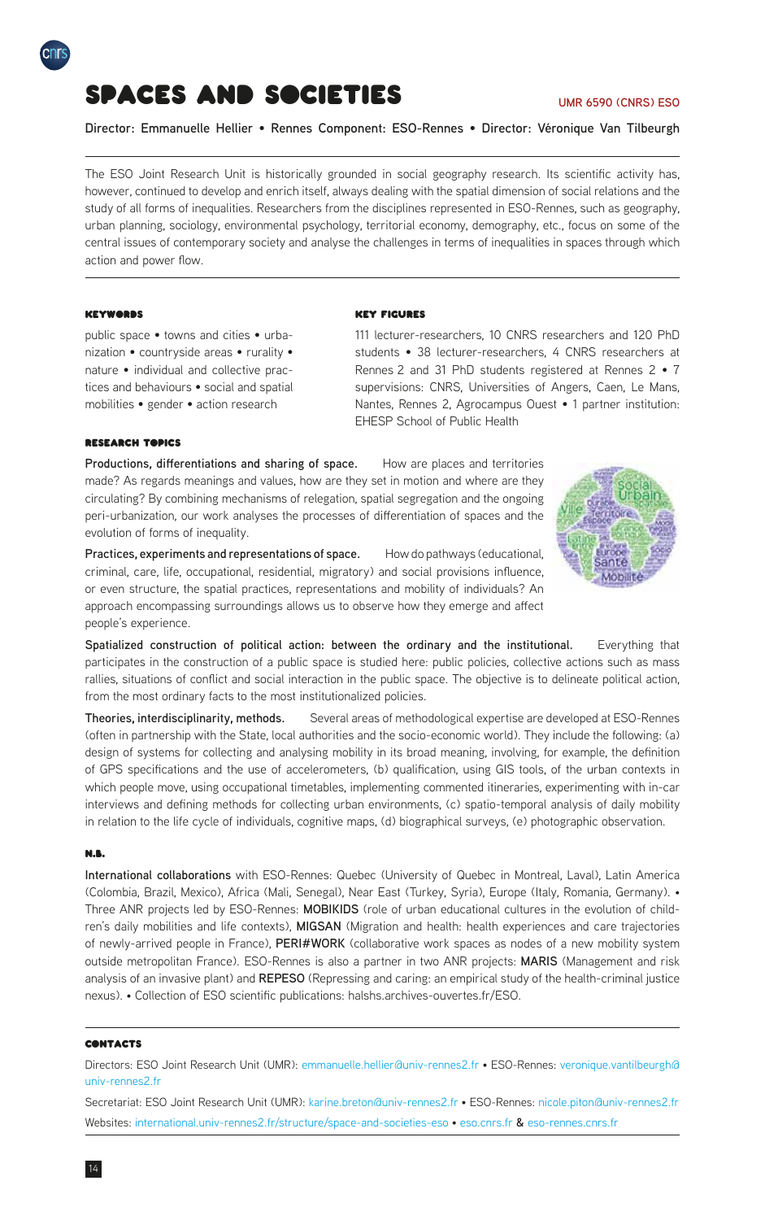# SPACES AND SOCIETIES

UMR 6590 (CNRS) ESO

Director: Emmanuelle Hellier • Rennes Component: ESO-Rennes • Director: Véronique Van Tilbeurgh

The ESO Joint Research Unit is historically grounded in social geography research. Its scientific activity has, however, continued to develop and enrich itself, always dealing with the spatial dimension of social relations and the study of all forms of inequalities. Researchers from the disciplines represented in ESO-Rennes, such as geography, urban planning, sociology, environmental psychology, territorial economy, demography, etc., focus on some of the central issues of contemporary society and analyse the challenges in terms of inequalities in spaces through which action and power flow.

### KEYWORDS

public space • towns and cities • urbanization • countryside areas • rurality • nature • individual and collective practices and behaviours • social and spatial mobilities • gender • action research

### KEY FIGURES

111 lecturer-researchers, 10 CNRS researchers and 120 PhD students • 38 lecturer-researchers, 4 CNRS researchers at Rennes 2 and 31 PhD students registered at Rennes 2 • 7 supervisions: CNRS, Universities of Angers, Caen, Le Mans, Nantes, Rennes 2, Agrocampus Ouest • 1 partner institution: EHESP School of Public Health

### RESEARCH TOPICS

**Productions, differentiations and sharing of space.** How are places and territories made? As regards meanings and values, how are they set in motion and where are they circulating? By combining mechanisms of relegation, spatial segregation and the ongoing peri-urbanization, our work analyses the processes of differentiation of spaces and the evolution of forms of inequality.

**Practices, experiments and representations of space.** How do pathways (educational, criminal, care, life, occupational, residential, migratory) and social provisions influence, or even structure, the spatial practices, representations and mobility of individuals? An approach encompassing surroundings allows us to observe how they emerge and affect people's experience.

**Spatialized construction of political action: between the ordinary and the institutional.** Everything that participates in the construction of a public space is studied here: public policies, collective actions such as mass rallies, situations of conflict and social interaction in the public space. The objective is to delineate political action, from the most ordinary facts to the most institutionalized policies.

**Theories, interdisciplinarity, methods.** Several areas of methodological expertise are developed at ESO-Rennes (often in partnership with the State, local authorities and the socio-economic world). They include the following: (a) design of systems for collecting and analysing mobility in its broad meaning, involving, for example, the definition of GPS specifications and the use of accelerometers, (b) qualification, using GIS tools, of the urban contexts in which people move, using occupational timetables, implementing commented itineraries, experimenting with in-car interviews and defining methods for collecting urban environments, (c) spatio-temporal analysis of daily mobility in relation to the life cycle of individuals, cognitive maps, (d) biographical surveys, (e) photographic observation.

### N.B.

**International collaborations** with ESO-Rennes: Quebec (University of Quebec in Montreal, Laval), Latin America (Colombia, Brazil, Mexico), Africa (Mali, Senegal), Near East (Turkey, Syria), Europe (Italy, Romania, Germany). • Three ANR projects led by ESO-Rennes: **MOBIKIDS** (role of urban educational cultures in the evolution of children's daily mobilities and life contexts), **MIGSAN** (Migration and health: health experiences and care trajectories of newly-arrived people in France), **PERI#WORK** (collaborative work spaces as nodes of a new mobility system outside metropolitan France). ESO-Rennes is also a partner in two ANR projects: **MARIS** (Management and risk analysis of an invasive plant) and **REPESO** (Repressing and caring: an empirical study of the health-criminal justice nexus). • Collection of ESO scientific publications: halshs.archives-ouvertes.fr/ESO.

### CONTACTS

Directors: ESO Joint Research Unit (UMR): emmanuelle.hellier@univ-rennes2.fr • ESO-Rennes: veronique.vantilbeurgh@univ-rennes2.fr

Secretariat: ESO Joint Research Unit (UMR): karine.breton@univ-rennes2.fr • ESO-Rennes: nicole.piton@univ-rennes2.fr

Websites: international.univ-rennes2.fr/structure/space-and-societies-eso • eso.cnrs.fr & eso-rennes.cnrs.fr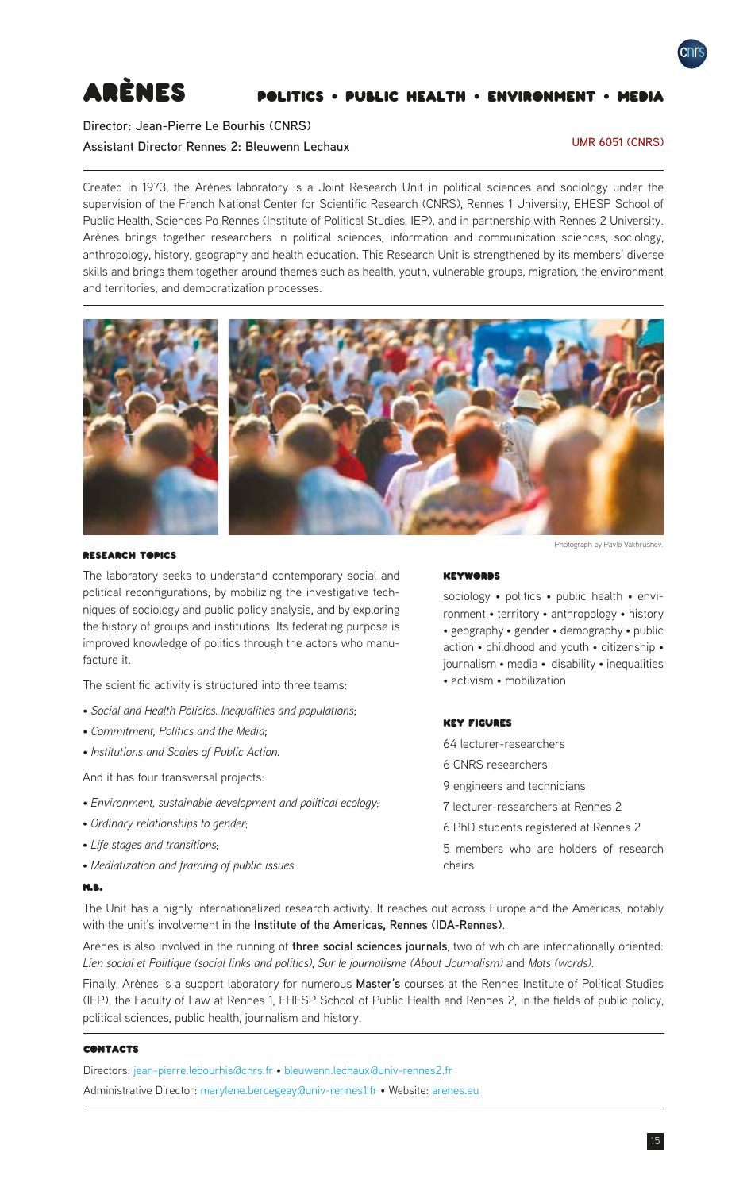# ARÈNES

## POLITICS • PUBLIC HEALTH • ENVIRONMENT • MEDIA

**Director: Jean-Pierre Le Bourhis (CNRS)**

**Assistant Director Rennes 2: Bleuwenn Lechaux**

UMR 6051 (CNRS)

Created in 1973, the Arènes laboratory is a Joint Research Unit in political sciences and sociology under the supervision of the French National Center for Scientific Research (CNRS), Rennes 1 University, EHESP School of Public Health, Sciences Po Rennes (Institute of Political Studies, IEP), and in partnership with Rennes 2 University. Arènes brings together researchers in political sciences, information and communication sciences, sociology, anthropology, history, geography and health education. This Research Unit is strengthened by its members' diverse skills and brings them together around themes such as health, youth, vulnerable groups, migration, the environment and territories, and democratization processes.

Photograph by Pavlo Vakhrushev.

### RESEARCH TOPICS

The laboratory seeks to understand contemporary social and political reconfigurations, by mobilizing the investigative techniques of sociology and public policy analysis, and by exploring the history of groups and institutions. Its federating purpose is improved knowledge of politics through the actors who manufacture it.

The scientific activity is structured into three teams:

- *Social and Health Policies. Inequalities and populations*;
- *Commitment, Politics and the Media*;
- *Institutions and Scales of Public Action*.

And it has four transversal projects:

- *Environment, sustainable development and political ecology*;
- *Ordinary relationships to gender*;
- *Life stages and transitions*;
- *Mediatization and framing of public issues*.

### KEYWORDS

sociology • politics • public health • environment • territory • anthropology • history • geography • gender • demography • public action • childhood and youth • citizenship • journalism • media • disability • inequalities • activism • mobilization

### KEY FIGURES

64 lecturer-researchers

6 CNRS researchers

9 engineers and technicians

7 lecturer-researchers at Rennes 2

6 PhD students registered at Rennes 2

5 members who are holders of research chairs

### N.B.

The Unit has a highly internationalized research activity. It reaches out across Europe and the Americas, notably with the unit's involvement in the **Institute of the Americas, Rennes (IDA-Rennes)**.

Arènes is also involved in the running of **three social sciences journals**, two of which are internationally oriented: *Lien social et Politique (social links and politics)*, *Sur le journalisme (About Journalism)* and *Mots (words)*.

Finally, Arènes is a support laboratory for numerous **Master's** courses at the Rennes Institute of Political Studies (IEP), the Faculty of Law at Rennes 1, EHESP School of Public Health and Rennes 2, in the fields of public policy, political sciences, public health, journalism and history.

### CONTACTS

Directors: jean-pierre.lebourhis@cnrs.fr • bleuwenn.lechaux@univ-rennes2.fr

Administrative Director: marylene.bercegeay@univ-rennes1.fr • Website: arenes.eu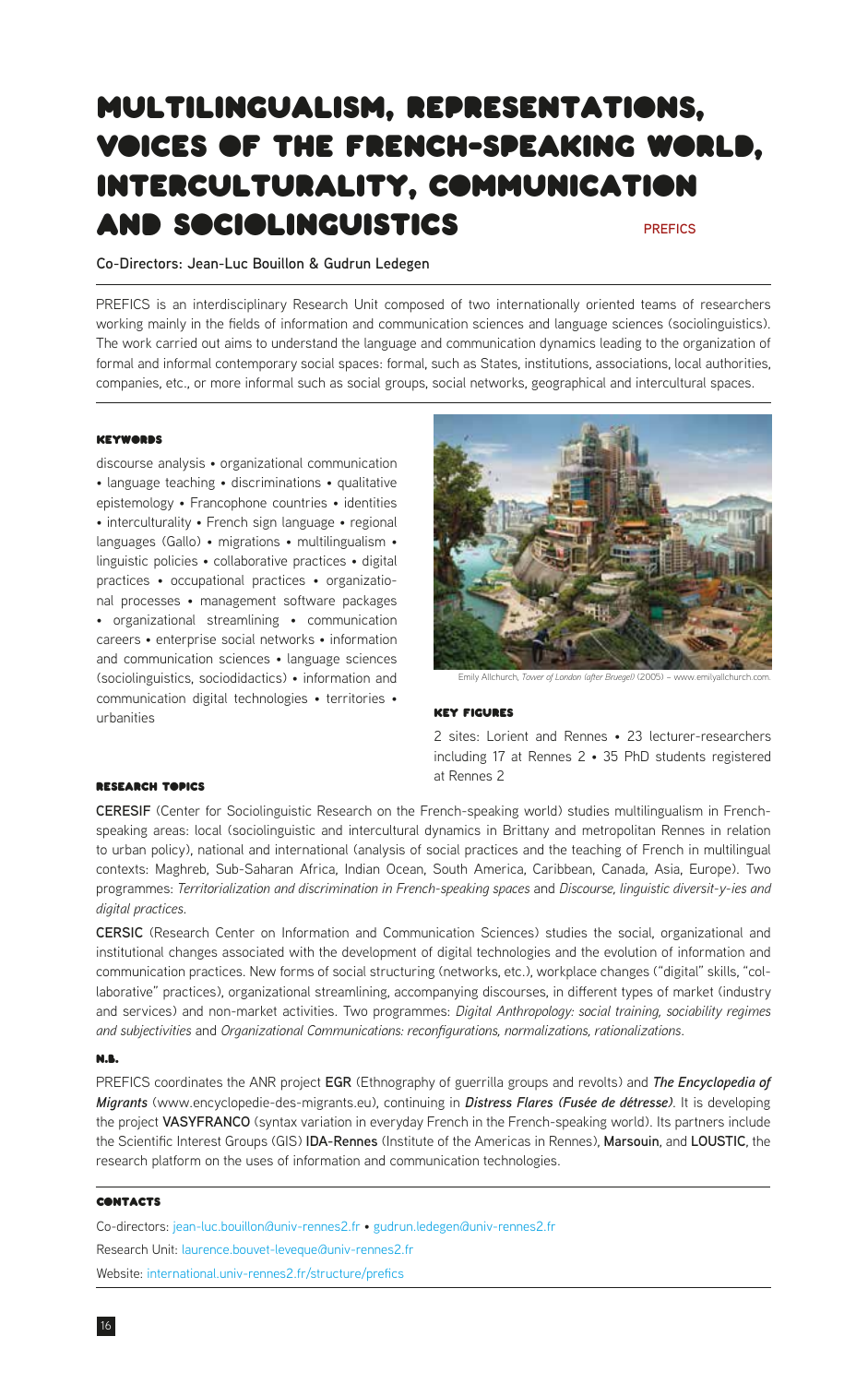# MULTILINGUALISM, REPRESENTATIONS, VOICES OF THE FRENCH-SPEAKING WORLD, INTERCULTURALITY, COMMUNICATION AND SOCIOLINGUISTICS

PREFICS

**Co-Directors: Jean-Luc Bouillon & Gudrun Ledegen**

PREFICS is an interdisciplinary Research Unit composed of two internationally oriented teams of researchers working mainly in the fields of information and communication sciences and language sciences (sociolinguistics). The work carried out aims to understand the language and communication dynamics leading to the organization of formal and informal contemporary social spaces: formal, such as States, institutions, associations, local authorities, companies, etc., or more informal such as social groups, social networks, geographical and intercultural spaces.

### KEYWORDS

discourse analysis • organizational communication • language teaching • discriminations • qualitative epistemology • Francophone countries • identities • interculturality • French sign language • regional languages (Gallo) • migrations • multilingualism • linguistic policies • collaborative practices • digital practices • occupational practices • organizational processes • management software packages • organizational streamlining • communication careers • enterprise social networks • information and communication sciences • language sciences (sociolinguistics, sociodidactics) • information and communication digital technologies • territories • urbanities

Emily Allchurch, *Tower of London (after Bruegel)* (2005) – www.emilyallchurch.com

### KEY FIGURES

2 sites: Lorient and Rennes • 23 lecturer-researchers including 17 at Rennes 2 • 35 PhD students registered at Rennes 2

### RESEARCH TOPICS

**CERESIF** (Center for Sociolinguistic Research on the French-speaking world) studies multilingualism in French-speaking areas: local (sociolinguistic and intercultural dynamics in Brittany and metropolitan Rennes in relation to urban policy), national and international (analysis of social practices and the teaching of French in multilingual contexts: Maghreb, Sub-Saharan Africa, Indian Ocean, South America, Caribbean, Canada, Asia, Europe). Two programmes: *Territorialization and discrimination in French-speaking spaces* and *Discourse, linguistic diversit-y-ies and digital practices*.

**CERSIC** (Research Center on Information and Communication Sciences) studies the social, organizational and institutional changes associated with the development of digital technologies and the evolution of information and communication practices. New forms of social structuring (networks, etc.), workplace changes ("digital" skills, "collaborative" practices), organizational streamlining, accompanying discourses, in different types of market (industry and services) and non-market activities. Two programmes: *Digital Anthropology: social training, sociability regimes and subjectivities* and *Organizational Communications: reconfigurations, normalizations, rationalizations*.

### N.B.

PREFICS coordinates the ANR project **EGR** (Ethnography of guerrilla groups and revolts) and ***The Encyclopedia of Migrants*** (www.encyclopedie-des-migrants.eu), continuing in ***Distress Flares (Fusée de détresse)***. It is developing the project **VASYFRANCO** (syntax variation in everyday French in the French-speaking world). Its partners include the Scientific Interest Groups (GIS) **IDA-Rennes** (Institute of the Americas in Rennes), **Marsouin**, and **LOUSTIC**, the research platform on the uses of information and communication technologies.

### CONTACTS

Co-directors: jean-luc.bouillon@univ-rennes2.fr • gudrun.ledegen@univ-rennes2.fr

Research Unit: laurence.bouvet-leveque@univ-rennes2.fr

Website: international.univ-rennes2.fr/structure/prefics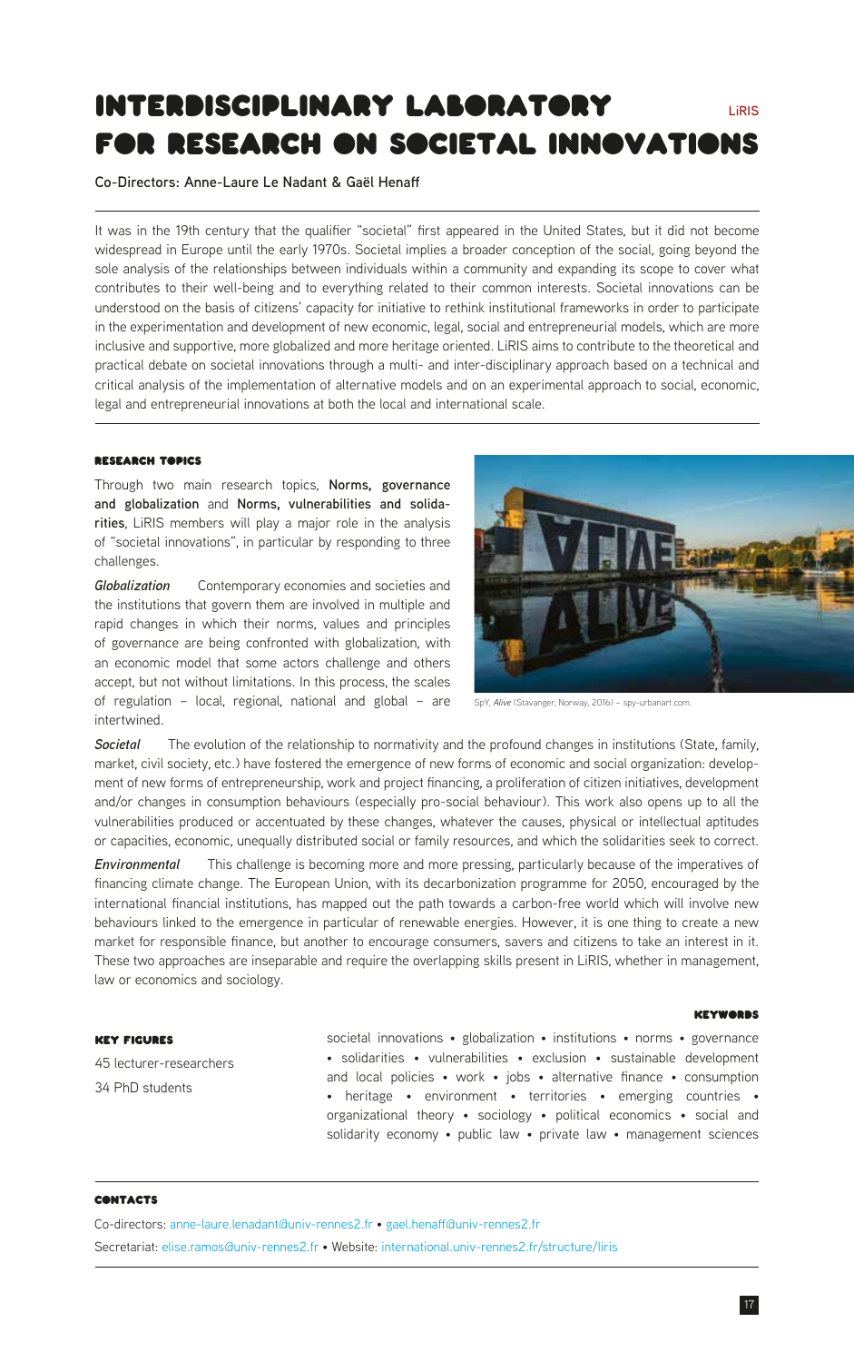# INTERDISCIPLINARY LABORATORY FOR RESEARCH ON SOCIETAL INNOVATIONS

LiRIS

**Co-Directors: Anne-Laure Le Nadant & Gaël Henaff**

It was in the 19th century that the qualifier "societal" first appeared in the United States, but it did not become widespread in Europe until the early 1970s. Societal implies a broader conception of the social, going beyond the sole analysis of the relationships between individuals within a community and expanding its scope to cover what contributes to their well-being and to everything related to their common interests. Societal innovations can be understood on the basis of citizens' capacity for initiative to rethink institutional frameworks in order to participate in the experimentation and development of new economic, legal, social and entrepreneurial models, which are more inclusive and supportive, more globalized and more heritage oriented. LiRIS aims to contribute to the theoretical and practical debate on societal innovations through a multi- and inter-disciplinary approach based on a technical and critical analysis of the implementation of alternative models and on an experimental approach to social, economic, legal and entrepreneurial innovations at both the local and international scale.

## RESEARCH TOPICS

Through two main research topics, **Norms, governance and globalization** and **Norms, vulnerabilities and solidarities**, LiRIS members will play a major role in the analysis of "societal innovations", in particular by responding to three challenges.

SpY, *Alive* (Stavanger, Norway, 2016) – spy-urbanart.com.

***Globalization*** Contemporary economies and societies and the institutions that govern them are involved in multiple and rapid changes in which their norms, values and principles of governance are being confronted with globalization, with an economic model that some actors challenge and others accept, but not without limitations. In this process, the scales of regulation – local, regional, national and global – are intertwined.

***Societal*** The evolution of the relationship to normativity and the profound changes in institutions (State, family, market, civil society, etc.) have fostered the emergence of new forms of economic and social organization: development of new forms of entrepreneurship, work and project financing, a proliferation of citizen initiatives, development and/or changes in consumption behaviours (especially pro-social behaviour). This work also opens up to all the vulnerabilities produced or accentuated by these changes, whatever the causes, physical or intellectual aptitudes or capacities, economic, unequally distributed social or family resources, and which the solidarities seek to correct.

***Environmental*** This challenge is becoming more and more pressing, particularly because of the imperatives of financing climate change. The European Union, with its decarbonization programme for 2050, encouraged by the international financial institutions, has mapped out the path towards a carbon-free world which will involve new behaviours linked to the emergence in particular of renewable energies. However, it is one thing to create a new market for responsible finance, but another to encourage consumers, savers and citizens to take an interest in it. These two approaches are inseparable and require the overlapping skills present in LiRIS, whether in management, law or economics and sociology.

## KEY FIGURES

45 lecturer-researchers

34 PhD students

## KEYWORDS

societal innovations • globalization • institutions • norms • governance • solidarities • vulnerabilities • exclusion • sustainable development and local policies • work • jobs • alternative finance • consumption • heritage • environment • territories • emerging countries • organizational theory • sociology • political economics • social and solidarity economy • public law • private law • management sciences

## CONTACTS

Co-directors: anne-laure.lenadant@univ-rennes2.fr • gael.henaff@univ-rennes2.fr

Secretariat: elise.ramos@univ-rennes2.fr • Website: international.univ-rennes2.fr/structure/liris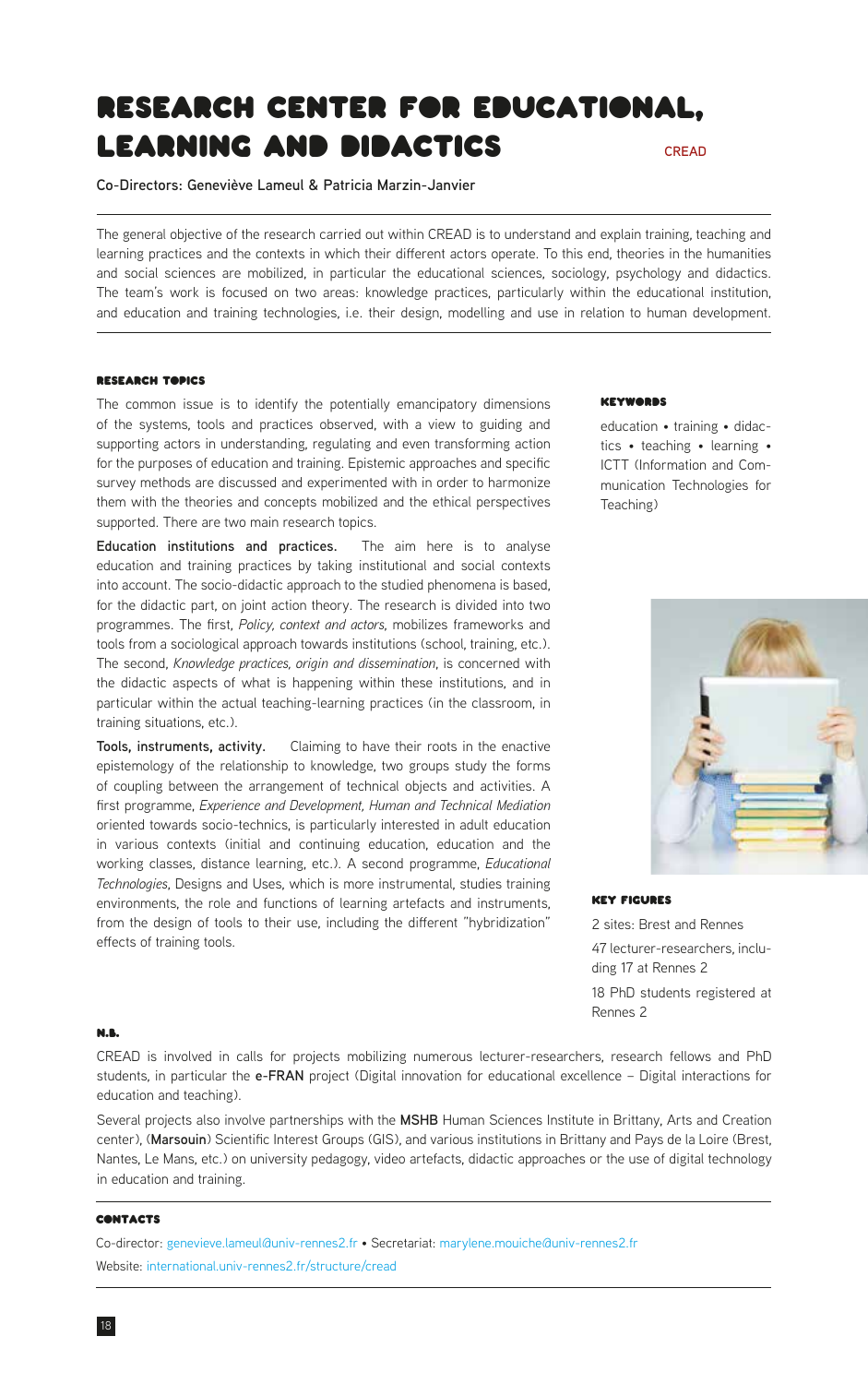# RESEARCH CENTER FOR EDUCATIONAL, LEARNING AND DIDACTICS

CREAD

**Co-Directors: Geneviève Lameul & Patricia Marzin-Janvier**

The general objective of the research carried out within CREAD is to understand and explain training, teaching and learning practices and the contexts in which their different actors operate. To this end, theories in the humanities and social sciences are mobilized, in particular the educational sciences, sociology, psychology and didactics. The team's work is focused on two areas: knowledge practices, particularly within the educational institution, and education and training technologies, i.e. their design, modelling and use in relation to human development.

## RESEARCH TOPICS

The common issue is to identify the potentially emancipatory dimensions of the systems, tools and practices observed, with a view to guiding and supporting actors in understanding, regulating and even transforming action for the purposes of education and training. Epistemic approaches and specific survey methods are discussed and experimented with in order to harmonize them with the theories and concepts mobilized and the ethical perspectives supported. There are two main research topics.

**Education institutions and practices.** The aim here is to analyse education and training practices by taking institutional and social contexts into account. The socio-didactic approach to the studied phenomena is based, for the didactic part, on joint action theory. The research is divided into two programmes. The first, *Policy, context and actors*, mobilizes frameworks and tools from a sociological approach towards institutions (school, training, etc.). The second, *Knowledge practices, origin and dissemination*, is concerned with the didactic aspects of what is happening within these institutions, and in particular within the actual teaching-learning practices (in the classroom, in training situations, etc.).

**Tools, instruments, activity.** Claiming to have their roots in the enactive epistemology of the relationship to knowledge, two groups study the forms of coupling between the arrangement of technical objects and activities. A first programme, *Experience and Development, Human and Technical Mediation* oriented towards socio-technics, is particularly interested in adult education in various contexts (initial and continuing education, education and the working classes, distance learning, etc.). A second programme, *Educational Technologies*, Designs and Uses, which is more instrumental, studies training environments, the role and functions of learning artefacts and instruments, from the design of tools to their use, including the different "hybridization" effects of training tools.

## KEYWORDS

education • training • didactics • teaching • learning • ICTT (Information and Communication Technologies for Teaching)

## KEY FIGURES

2 sites: Brest and Rennes

47 lecturer-researchers, including 17 at Rennes 2

18 PhD students registered at Rennes 2

## N.B.

CREAD is involved in calls for projects mobilizing numerous lecturer-researchers, research fellows and PhD students, in particular the **e-FRAN** project (Digital innovation for educational excellence – Digital interactions for education and teaching).

Several projects also involve partnerships with the **MSHB** Human Sciences Institute in Brittany, Arts and Creation center), (**Marsouin**) Scientific Interest Groups (GIS), and various institutions in Brittany and Pays de la Loire (Brest, Nantes, Le Mans, etc.) on university pedagogy, video artefacts, didactic approaches or the use of digital technology in education and training.

## CONTACTS

Co-director: genevieve.lameul@univ-rennes2.fr • Secretariat: marylene.mouiche@univ-rennes2.fr

Website: international.univ-rennes2.fr/structure/cread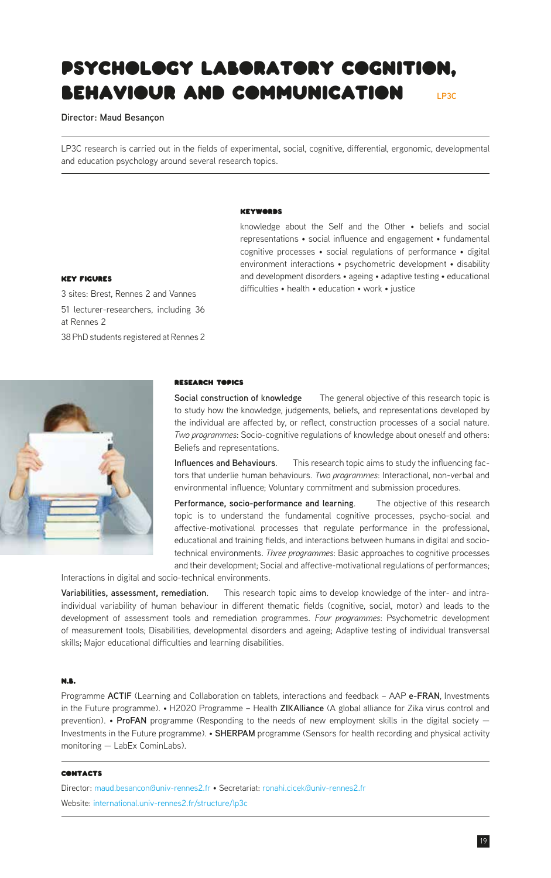# PSYCHOLOGY LABORATORY COGNITION, BEHAVIOUR AND COMMUNICATION LP3C

**Director: Maud Besançon**

LP3C research is carried out in the fields of experimental, social, cognitive, differential, ergonomic, developmental and education psychology around several research topics.

### KEYWORDS

knowledge about the Self and the Other • beliefs and social representations • social influence and engagement • fundamental cognitive processes • social regulations of performance • digital environment interactions • psychometric development • disability and development disorders • ageing • adaptive testing • educational difficulties • health • education • work • justice

### KEY FIGURES

3 sites: Brest, Rennes 2 and Vannes

51 lecturer-researchers, including 36 at Rennes 2

38 PhD students registered at Rennes 2

### RESEARCH TOPICS

**Social construction of knowledge** The general objective of this research topic is to study how the knowledge, judgements, beliefs, and representations developed by the individual are affected by, or reflect, construction processes of a social nature. *Two programmes*: Socio-cognitive regulations of knowledge about oneself and others: Beliefs and representations.

**Influences and Behaviours**. This research topic aims to study the influencing factors that underlie human behaviours. *Two programmes*: Interactional, non-verbal and environmental influence; Voluntary commitment and submission procedures.

**Performance, socio-performance and learning**. The objective of this research topic is to understand the fundamental cognitive processes, psycho-social and affective-motivational processes that regulate performance in the professional, educational and training fields, and interactions between humans in digital and socio-technical environments. *Three programmes*: Basic approaches to cognitive processes and their development; Social and affective-motivational regulations of performances; Interactions in digital and socio-technical environments.

**Variabilities, assessment, remediation**. This research topic aims to develop knowledge of the inter- and intra-individual variability of human behaviour in different thematic fields (cognitive, social, motor) and leads to the development of assessment tools and remediation programmes. *Four programmes*: Psychometric development of measurement tools; Disabilities, developmental disorders and ageing; Adaptive testing of individual transversal skills; Major educational difficulties and learning disabilities.

### N.B.

Programme **ACTIF** (Learning and Collaboration on tablets, interactions and feedback – AAP **e-FRAN**, Investments in the Future programme). • H2020 Programme – Health **ZIKAlliance** (A global alliance for Zika virus control and prevention). • **ProFAN** programme (Responding to the needs of new employment skills in the digital society — Investments in the Future programme). • **SHERPAM** programme (Sensors for health recording and physical activity monitoring — LabEx CominLabs).

### CONTACTS

Director: maud.besancon@univ-rennes2.fr • Secretariat: ronahi.cicek@univ-rennes2.fr

Website: international.univ-rennes2.fr/structure/lp3c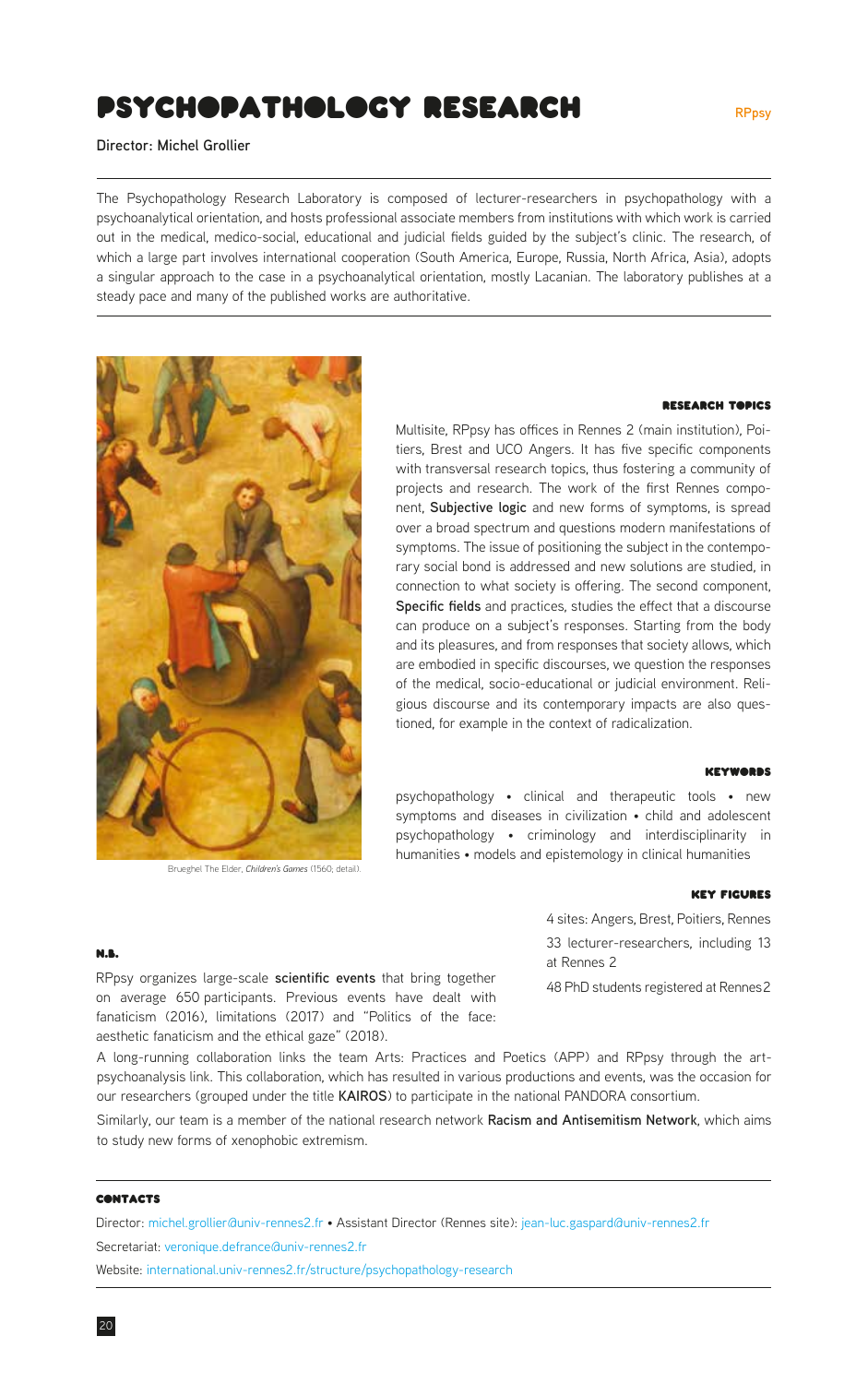# PSYCHOPATHOLOGY RESEARCH

RPpsy

**Director: Michel Grollier**

The Psychopathology Research Laboratory is composed of lecturer-researchers in psychopathology with a psychoanalytical orientation, and hosts professional associate members from institutions with which work is carried out in the medical, medico-social, educational and judicial fields guided by the subject's clinic. The research, of which a large part involves international cooperation (South America, Europe, Russia, North Africa, Asia), adopts a singular approach to the case in a psychoanalytical orientation, mostly Lacanian. The laboratory publishes at a steady pace and many of the published works are authoritative.

Brueghel The Elder, *Children's Games* (1560, detail).

#### RESEARCH TOPICS

Multisite, RPpsy has offices in Rennes 2 (main institution), Poitiers, Brest and UCO Angers. It has five specific components with transversal research topics, thus fostering a community of projects and research. The work of the first Rennes component, **Subjective logic** and new forms of symptoms, is spread over a broad spectrum and questions modern manifestations of symptoms. The issue of positioning the subject in the contemporary social bond is addressed and new solutions are studied, in connection to what society is offering. The second component, **Specific fields** and practices, studies the effect that a discourse can produce on a subject's responses. Starting from the body and its pleasures, and from responses that society allows, which are embodied in specific discourses, we question the responses of the medical, socio-educational or judicial environment. Religious discourse and its contemporary impacts are also questioned, for example in the context of radicalization.

#### KEYWORDS

psychopathology • clinical and therapeutic tools • new symptoms and diseases in civilization • child and adolescent psychopathology • criminology and interdisciplinarity in humanities • models and epistemology in clinical humanities

#### KEY FIGURES

4 sites: Angers, Brest, Poitiers, Rennes

33 lecturer-researchers, including 13 at Rennes 2

48 PhD students registered at Rennes2

#### N.B.

RPpsy organizes large-scale **scientific events** that bring together on average 650 participants. Previous events have dealt with fanaticism (2016), limitations (2017) and "Politics of the face: aesthetic fanaticism and the ethical gaze" (2018).

A long-running collaboration links the team Arts: Practices and Poetics (APP) and RPpsy through the art-psychoanalysis link. This collaboration, which has resulted in various productions and events, was the occasion for our researchers (grouped under the title **KAIROS**) to participate in the national PANDORA consortium.

Similarly, our team is a member of the national research network **Racism and Antisemitism Network**, which aims to study new forms of xenophobic extremism.

#### CONTACTS

Director: michel.grollier@univ-rennes2.fr • Assistant Director (Rennes site): jean-luc.gaspard@univ-rennes2.fr

Secretariat: veronique.defrance@univ-rennes2.fr

Website: international.univ-rennes2.fr/structure/psychopathology-research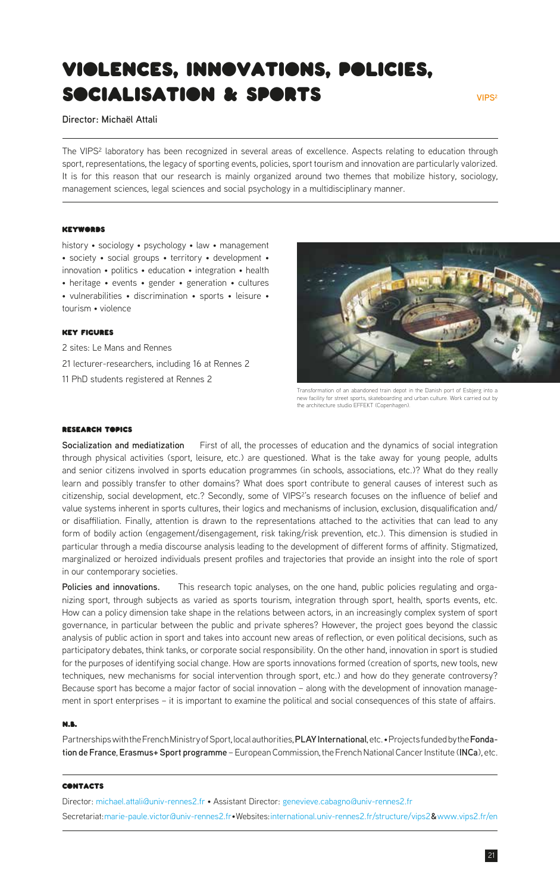# VIOLENCES, INNOVATIONS, POLICIES, SOCIALISATION & SPORTS

VIPS²

**Director: Michaël Attali**

The VIPS² laboratory has been recognized in several areas of excellence. Aspects relating to education through sport, representations, the legacy of sporting events, policies, sport tourism and innovation are particularly valorized. It is for this reason that our research is mainly organized around two themes that mobilize history, sociology, management sciences, legal sciences and social psychology in a multidisciplinary manner.

### KEYWORDS

history • sociology • psychology • law • management • society • social groups • territory • development • innovation • politics • education • integration • health • heritage • events • gender • generation • cultures • vulnerabilities • discrimination • sports • leisure • tourism • violence

### KEY FIGURES

2 sites: Le Mans and Rennes

21 lecturer-researchers, including 16 at Rennes 2

11 PhD students registered at Rennes 2

Transformation of an abandoned train depot in the Danish port of Esbjerg into a new facility for street sports, skateboarding and urban culture. Work carried out by the architecture studio EFFEKT (Copenhagen).

### RESEARCH TOPICS

**Socialization and mediatization** First of all, the processes of education and the dynamics of social integration through physical activities (sport, leisure, etc.) are questioned. What is the take away for young people, adults and senior citizens involved in sports education programmes (in schools, associations, etc.)? What do they really learn and possibly transfer to other domains? What does sport contribute to general causes of interest such as citizenship, social development, etc.? Secondly, some of VIPS²'s research focuses on the influence of belief and value systems inherent in sports cultures, their logics and mechanisms of inclusion, exclusion, disqualification and/or disaffiliation. Finally, attention is drawn to the representations attached to the activities that can lead to any form of bodily action (engagement/disengagement, risk taking/risk prevention, etc.). This dimension is studied in particular through a media discourse analysis leading to the development of different forms of affinity. Stigmatized, marginalized or heroized individuals present profiles and trajectories that provide an insight into the role of sport in our contemporary societies.

**Policies and innovations.** This research topic analyses, on the one hand, public policies regulating and organizing sport, through subjects as varied as sports tourism, integration through sport, health, sports events, etc. How can a policy dimension take shape in the relations between actors, in an increasingly complex system of sport governance, in particular between the public and private spheres? However, the project goes beyond the classic analysis of public action in sport and takes into account new areas of reflection, or even political decisions, such as participatory debates, think tanks, or corporate social responsibility. On the other hand, innovation in sport is studied for the purposes of identifying social change. How are sports innovations formed (creation of sports, new tools, new techniques, new mechanisms for social intervention through sport, etc.) and how do they generate controversy? Because sport has become a major factor of social innovation – along with the development of innovation management in sport enterprises – it is important to examine the political and social consequences of this state of affairs.

### N.B.

Partnerships with the French Ministry of Sport, local authorities, **PLAY International**, etc. • Projects funded by the **Fondation de France**, **Erasmus+ Sport programme** – European Commission, the French National Cancer Institute (**INCa**), etc.

### CONTACTS

Director: michael.attali@univ-rennes2.fr • Assistant Director: genevieve.cabagno@univ-rennes2.fr

Secretariat: marie-paule.victor@univ-rennes2.fr • Websites: international.univ-rennes2.fr/structure/vips2 & www.vips2.fr/en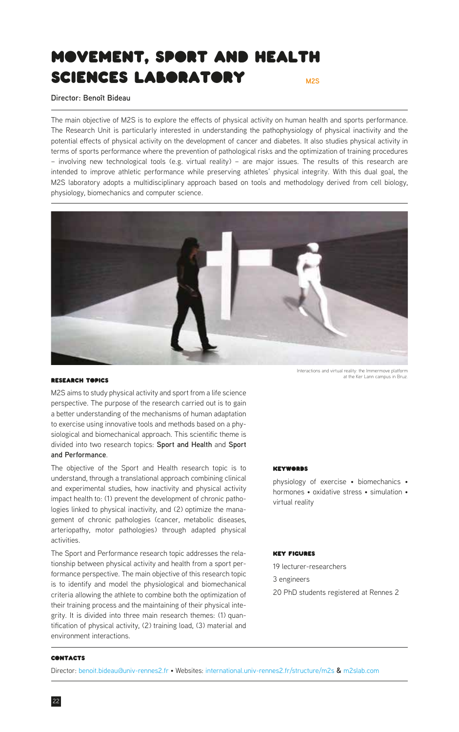# MOVEMENT, SPORT AND HEALTH SCIENCES LABORATORY

M2S

**Director: Benoît Bideau**

The main objective of M2S is to explore the effects of physical activity on human health and sports performance. The Research Unit is particularly interested in understanding the pathophysiology of physical inactivity and the potential effects of physical activity on the development of cancer and diabetes. It also studies physical activity in terms of sports performance where the prevention of pathological risks and the optimization of training procedures – involving new technological tools (e.g. virtual reality) – are major issues. The results of this research are intended to improve athletic performance while preserving athletes' physical integrity. With this dual goal, the M2S laboratory adopts a multidisciplinary approach based on tools and methodology derived from cell biology, physiology, biomechanics and computer science.

Interactions and virtual reality: the Immermove platform at the Ker Lann campus in Bruz.

## RESEARCH TOPICS

M2S aims to study physical activity and sport from a life science perspective. The purpose of the research carried out is to gain a better understanding of the mechanisms of human adaptation to exercise using innovative tools and methods based on a physiological and biomechanical approach. This scientific theme is divided into two research topics: **Sport and Health** and **Sport and Performance**.

The objective of the Sport and Health research topic is to understand, through a translational approach combining clinical and experimental studies, how inactivity and physical activity impact health to: (1) prevent the development of chronic pathologies linked to physical inactivity, and (2) optimize the management of chronic pathologies (cancer, metabolic diseases, arteriopathy, motor pathologies) through adapted physical activities.

The Sport and Performance research topic addresses the relationship between physical activity and health from a sport performance perspective. The main objective of this research topic is to identify and model the physiological and biomechanical criteria allowing the athlete to combine both the optimization of their training process and the maintaining of their physical integrity. It is divided into three main research themes: (1) quantification of physical activity, (2) training load, (3) material and environment interactions.

## KEYWORDS

physiology of exercise • biomechanics • hormones • oxidative stress • simulation • virtual reality

## KEY FIGURES

19 lecturer-researchers

3 engineers

20 PhD students registered at Rennes 2

## CONTACTS

Director: benoit.bideau@univ-rennes2.fr • Websites: international.univ-rennes2.fr/structure/m2s & m2slab.com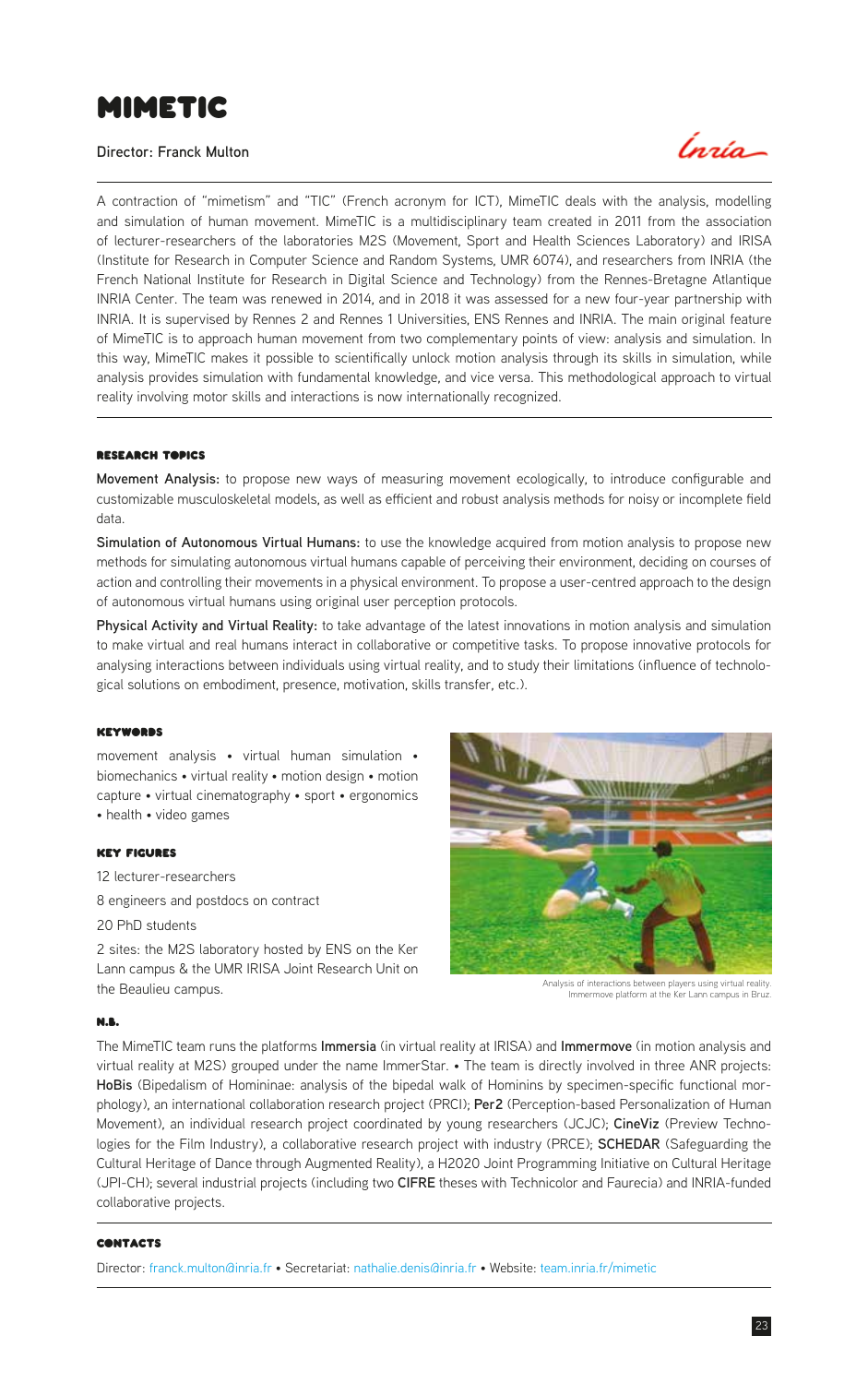# MIMETIC

**Director: Franck Multon**

A contraction of "mimetism" and "TIC" (French acronym for ICT), MimeTIC deals with the analysis, modelling and simulation of human movement. MimeTIC is a multidisciplinary team created in 2011 from the association of lecturer-researchers of the laboratories M2S (Movement, Sport and Health Sciences Laboratory) and IRISA (Institute for Research in Computer Science and Random Systems, UMR 6074), and researchers from INRIA (the French National Institute for Research in Digital Science and Technology) from the Rennes-Bretagne Atlantique INRIA Center. The team was renewed in 2014, and in 2018 it was assessed for a new four-year partnership with INRIA. It is supervised by Rennes 2 and Rennes 1 Universities, ENS Rennes and INRIA. The main original feature of MimeTIC is to approach human movement from two complementary points of view: analysis and simulation. In this way, MimeTIC makes it possible to scientifically unlock motion analysis through its skills in simulation, while analysis provides simulation with fundamental knowledge, and vice versa. This methodological approach to virtual reality involving motor skills and interactions is now internationally recognized.

## RESEARCH TOPICS

**Movement Analysis:** to propose new ways of measuring movement ecologically, to introduce configurable and customizable musculoskeletal models, as well as efficient and robust analysis methods for noisy or incomplete field data.

**Simulation of Autonomous Virtual Humans:** to use the knowledge acquired from motion analysis to propose new methods for simulating autonomous virtual humans capable of perceiving their environment, deciding on courses of action and controlling their movements in a physical environment. To propose a user-centred approach to the design of autonomous virtual humans using original user perception protocols.

**Physical Activity and Virtual Reality:** to take advantage of the latest innovations in motion analysis and simulation to make virtual and real humans interact in collaborative or competitive tasks. To propose innovative protocols for analysing interactions between individuals using virtual reality, and to study their limitations (influence of technological solutions on embodiment, presence, motivation, skills transfer, etc.).

## KEYWORDS

movement analysis • virtual human simulation • biomechanics • virtual reality • motion design • motion capture • virtual cinematography • sport • ergonomics • health • video games

## KEY FIGURES

12 lecturer-researchers

8 engineers and postdocs on contract

20 PhD students

2 sites: the M2S laboratory hosted by ENS on the Ker Lann campus & the UMR IRISA Joint Research Unit on the Beaulieu campus.

Analysis of interactions between players using virtual reality. Immermove platform at the Ker Lann campus in Bruz.

## N.B.

The MimeTIC team runs the platforms **Immersia** (in virtual reality at IRISA) and **Immermove** (in motion analysis and virtual reality at M2S) grouped under the name ImmerStar. • The team is directly involved in three ANR projects: **HoBis** (Bipedalism of Homininae: analysis of the bipedal walk of Hominins by specimen-specific functional morphology), an international collaboration research project (PRCI); **Per2** (Perception-based Personalization of Human Movement), an individual research project coordinated by young researchers (JCJC); **CineViz** (Preview Technologies for the Film Industry), a collaborative research project with industry (PRCE); **SCHEDAR** (Safeguarding the Cultural Heritage of Dance through Augmented Reality), a H2020 Joint Programming Initiative on Cultural Heritage (JPI-CH); several industrial projects (including two **CIFRE** theses with Technicolor and Faurecia) and INRIA-funded collaborative projects.

## CONTACTS

Director: franck.multon@inria.fr • Secretariat: nathalie.denis@inria.fr • Website: team.inria.fr/mimetic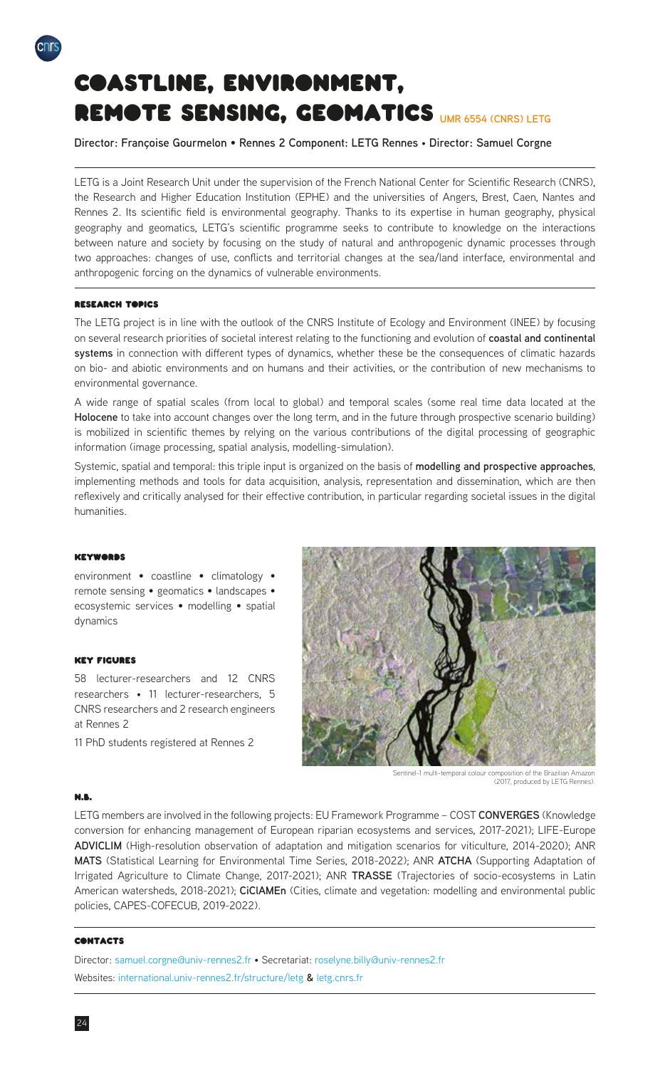# COASTLINE, ENVIRONMENT, REMOTE SENSING, GEOMATICS UMR 6554 (CNRS) LETG

**Director: Françoise Gourmelon • Rennes 2 Component: LETG Rennes • Director: Samuel Corgne**

LETG is a Joint Research Unit under the supervision of the French National Center for Scientific Research (CNRS), the Research and Higher Education Institution (EPHE) and the universities of Angers, Brest, Caen, Nantes and Rennes 2. Its scientific field is environmental geography. Thanks to its expertise in human geography, physical geography and geomatics, LETG's scientific programme seeks to contribute to knowledge on the interactions between nature and society by focusing on the study of natural and anthropogenic dynamic processes through two approaches: changes of use, conflicts and territorial changes at the sea/land interface, environmental and anthropogenic forcing on the dynamics of vulnerable environments.

## RESEARCH TOPICS

The LETG project is in line with the outlook of the CNRS Institute of Ecology and Environment (INEE) by focusing on several research priorities of societal interest relating to the functioning and evolution of **coastal and continental systems** in connection with different types of dynamics, whether these be the consequences of climatic hazards on bio- and abiotic environments and on humans and their activities, or the contribution of new mechanisms to environmental governance.

A wide range of spatial scales (from local to global) and temporal scales (some real time data located at the **Holocene** to take into account changes over the long term, and in the future through prospective scenario building) is mobilized in scientific themes by relying on the various contributions of the digital processing of geographic information (image processing, spatial analysis, modelling-simulation).

Systemic, spatial and temporal: this triple input is organized on the basis of **modelling and prospective approaches**, implementing methods and tools for data acquisition, analysis, representation and dissemination, which are then reflexively and critically analysed for their effective contribution, in particular regarding societal issues in the digital humanities.

## KEYWORDS

environment • coastline • climatology • remote sensing • geomatics • landscapes • ecosystemic services • modelling • spatial dynamics

## KEY FIGURES

58 lecturer-researchers and 12 CNRS researchers • 11 lecturer-researchers, 5 CNRS researchers and 2 research engineers at Rennes 2

11 PhD students registered at Rennes 2

Sentinel-1 multi-temporal colour composition of the Brazilian Amazon (2017, produced by LETG Rennes).

## N.B.

LETG members are involved in the following projects: EU Framework Programme – COST **CONVERGES** (Knowledge conversion for enhancing management of European riparian ecosystems and services, 2017-2021); LIFE-Europe **ADVICLIM** (High-resolution observation of adaptation and mitigation scenarios for viticulture, 2014-2020); ANR **MATS** (Statistical Learning for Environmental Time Series, 2018-2022); ANR **ATCHA** (Supporting Adaptation of Irrigated Agriculture to Climate Change, 2017-2021); ANR **TRASSE** (Trajectories of socio-ecosystems in Latin American watersheds, 2018-2021); **CiClAMEn** (Cities, climate and vegetation: modelling and environmental public policies, CAPES-COFECUB, 2019-2022).

## CONTACTS

Director: samuel.corgne@univ-rennes2.fr • Secretariat: roselyne.billy@univ-rennes2.fr
Websites: international.univ-rennes2.fr/structure/letg & letg.cnrs.fr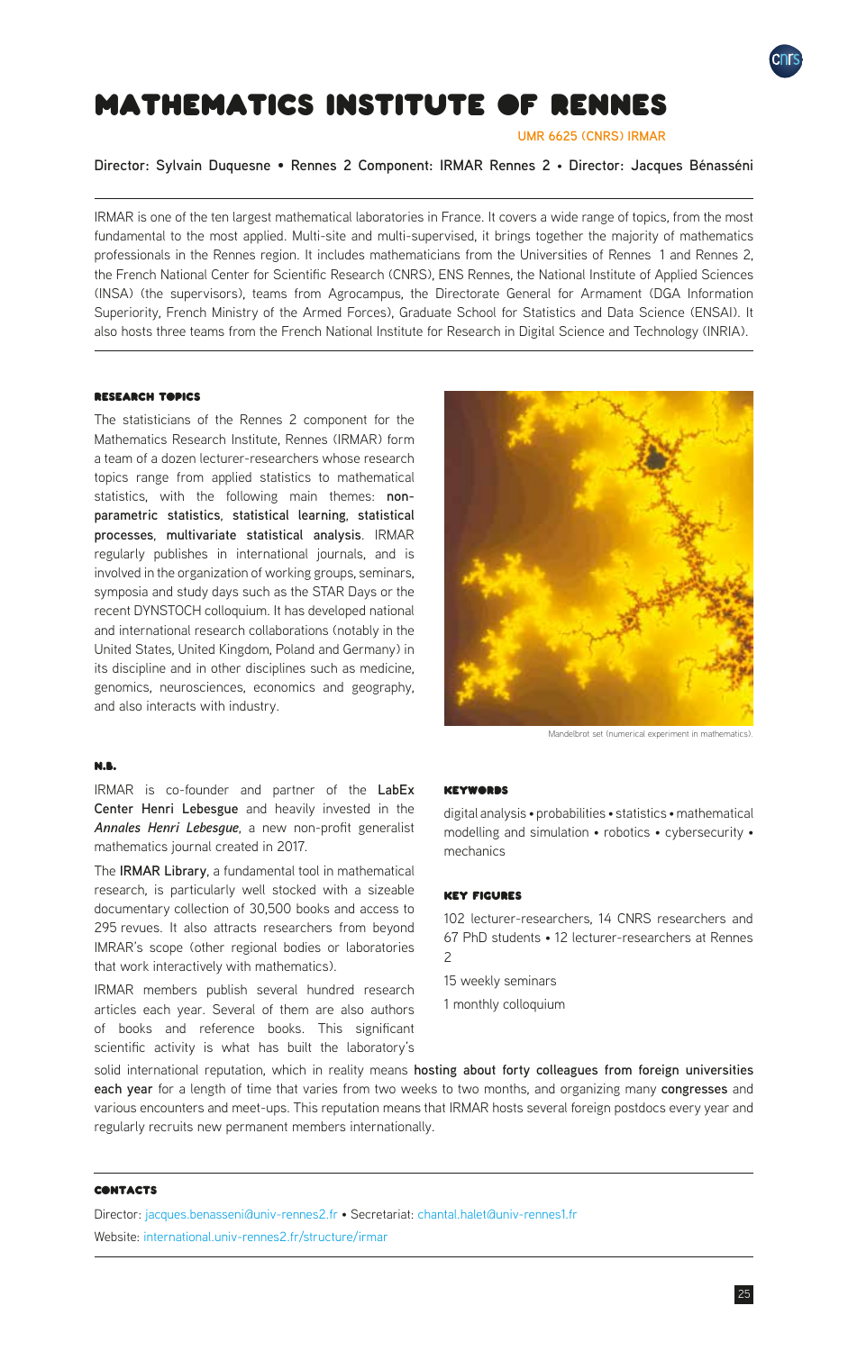# MATHEMATICS INSTITUTE OF RENNES

UMR 6625 (CNRS) IRMAR

Director: Sylvain Duquesne • Rennes 2 Component: IRMAR Rennes 2 • Director: Jacques Bénasséni

IRMAR is one of the ten largest mathematical laboratories in France. It covers a wide range of topics, from the most fundamental to the most applied. Multi-site and multi-supervised, it brings together the majority of mathematics professionals in the Rennes region. It includes mathematicians from the Universities of Rennes 1 and Rennes 2, the French National Center for Scientific Research (CNRS), ENS Rennes, the National Institute of Applied Sciences (INSA) (the supervisors), teams from Agrocampus, the Directorate General for Armament (DGA Information Superiority, French Ministry of the Armed Forces), Graduate School for Statistics and Data Science (ENSAI). It also hosts three teams from the French National Institute for Research in Digital Science and Technology (INRIA).

#### RESEARCH TOPICS

The statisticians of the Rennes 2 component for the Mathematics Research Institute, Rennes (IRMAR) form a team of a dozen lecturer-researchers whose research topics range from applied statistics to mathematical statistics, with the following main themes: **non-parametric statistics**, **statistical learning**, **statistical processes**, **multivariate statistical analysis**. IRMAR regularly publishes in international journals, and is involved in the organization of working groups, seminars, symposia and study days such as the STAR Days or the recent DYNSTOCH colloquium. It has developed national and international research collaborations (notably in the United States, United Kingdom, Poland and Germany) in its discipline and in other disciplines such as medicine, genomics, neurosciences, economics and geography, and also interacts with industry.

Mandelbrot set (numerical experiment in mathematics).

#### N.B.

IRMAR is co-founder and partner of the **LabEx Center Henri Lebesgue** and heavily invested in the ***Annales Henri Lebesgue***, a new non-profit generalist mathematics journal created in 2017.

The **IRMAR Library**, a fundamental tool in mathematical research, is particularly well stocked with a sizeable documentary collection of 30,500 books and access to 295 revues. It also attracts researchers from beyond IMRAR's scope (other regional bodies or laboratories that work interactively with mathematics).

IRMAR members publish several hundred research articles each year. Several of them are also authors of books and reference books. This significant scientific activity is what has built the laboratory's solid international reputation, which in reality means **hosting about forty colleagues from foreign universities each year** for a length of time that varies from two weeks to two months, and organizing many **congresses** and various encounters and meet-ups. This reputation means that IRMAR hosts several foreign postdocs every year and regularly recruits new permanent members internationally.

#### KEYWORDS

digital analysis • probabilities • statistics • mathematical modelling and simulation • robotics • cybersecurity • mechanics

#### KEY FIGURES

102 lecturer-researchers, 14 CNRS researchers and 67 PhD students • 12 lecturer-researchers at Rennes 2

15 weekly seminars

1 monthly colloquium

#### CONTACTS

Director: jacques.benasseni@univ-rennes2.fr • Secretariat: chantal.halet@univ-rennes1.fr

Website: international.univ-rennes2.fr/structure/irmar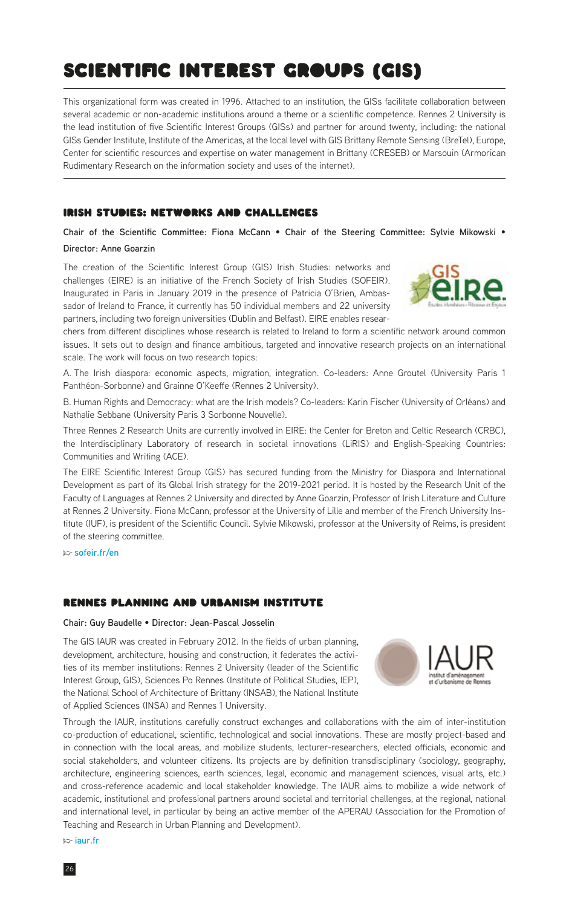# SCIENTIFIC INTEREST GROUPS (GIS)

This organizational form was created in 1996. Attached to an institution, the GISs facilitate collaboration between several academic or non-academic institutions around a theme or a scientific competence. Rennes 2 University is the lead institution of five Scientific Interest Groups (GISs) and partner for around twenty, including: the national GISs Gender Institute, Institute of the Americas, at the local level with GIS Brittany Remote Sensing (BreTel), Europe, Center for scientific resources and expertise on water management in Brittany (CRESEB) or Marsouin (Armorican Rudimentary Research on the information society and uses of the internet).

## IRISH STUDIES: NETWORKS AND CHALLENGES

**Chair of the Scientific Committee: Fiona McCann • Chair of the Steering Committee: Sylvie Mikowski • Director: Anne Goarzin**

The creation of the Scientific Interest Group (GIS) Irish Studies: networks and challenges (EIRE) is an initiative of the French Society of Irish Studies (SOFEIR). Inaugurated in Paris in January 2019 in the presence of Patricia O'Brien, Ambassador of Ireland to France, it currently has 50 individual members and 22 university partners, including two foreign universities (Dublin and Belfast). EIRE enables researchers from different disciplines whose research is related to Ireland to form a scientific network around common issues. It sets out to design and finance ambitious, targeted and innovative research projects on an international scale. The work will focus on two research topics:

A. The Irish diaspora: economic aspects, migration, integration. Co-leaders: Anne Groutel (University Paris 1 Panthéon-Sorbonne) and Grainne O'Keeffe (Rennes 2 University).

B. Human Rights and Democracy: what are the Irish models? Co-leaders: Karin Fischer (University of Orléans) and Nathalie Sebbane (University Paris 3 Sorbonne Nouvelle).

Three Rennes 2 Research Units are currently involved in EIRE: the Center for Breton and Celtic Research (CRBC), the Interdisciplinary Laboratory of research in societal innovations (LiRIS) and English-Speaking Countries: Communities and Writing (ACE).

The EIRE Scientific Interest Group (GIS) has secured funding from the Ministry for Diaspora and International Development as part of its Global Irish strategy for the 2019-2021 period. It is hosted by the Research Unit of the Faculty of Languages at Rennes 2 University and directed by Anne Goarzin, Professor of Irish Literature and Culture at Rennes 2 University. Fiona McCann, professor at the University of Lille and member of the French University Institute (IUF), is president of the Scientific Council. Sylvie Mikowski, professor at the University of Reims, is president of the steering committee.

➭ sofeir.fr/en

## RENNES PLANNING AND URBANISM INSTITUTE

**Chair: Guy Baudelle • Director: Jean-Pascal Josselin**

The GIS IAUR was created in February 2012. In the fields of urban planning, development, architecture, housing and construction, it federates the activities of its member institutions: Rennes 2 University (leader of the Scientific Interest Group, GIS), Sciences Po Rennes (Institute of Political Studies, IEP), the National School of Architecture of Brittany (INSAB), the National Institute of Applied Sciences (INSA) and Rennes 1 University.

Through the IAUR, institutions carefully construct exchanges and collaborations with the aim of inter-institution co-production of educational, scientific, technological and social innovations. These are mostly project-based and in connection with the local areas, and mobilize students, lecturer-researchers, elected officials, economic and social stakeholders, and volunteer citizens. Its projects are by definition transdisciplinary (sociology, geography, architecture, engineering sciences, earth sciences, legal, economic and management sciences, visual arts, etc.) and cross-reference academic and local stakeholder knowledge. The IAUR aims to mobilize a wide network of academic, institutional and professional partners around societal and territorial challenges, at the regional, national and international level, in particular by being an active member of the APERAU (Association for the Promotion of Teaching and Research in Urban Planning and Development).

➭ iaur.fr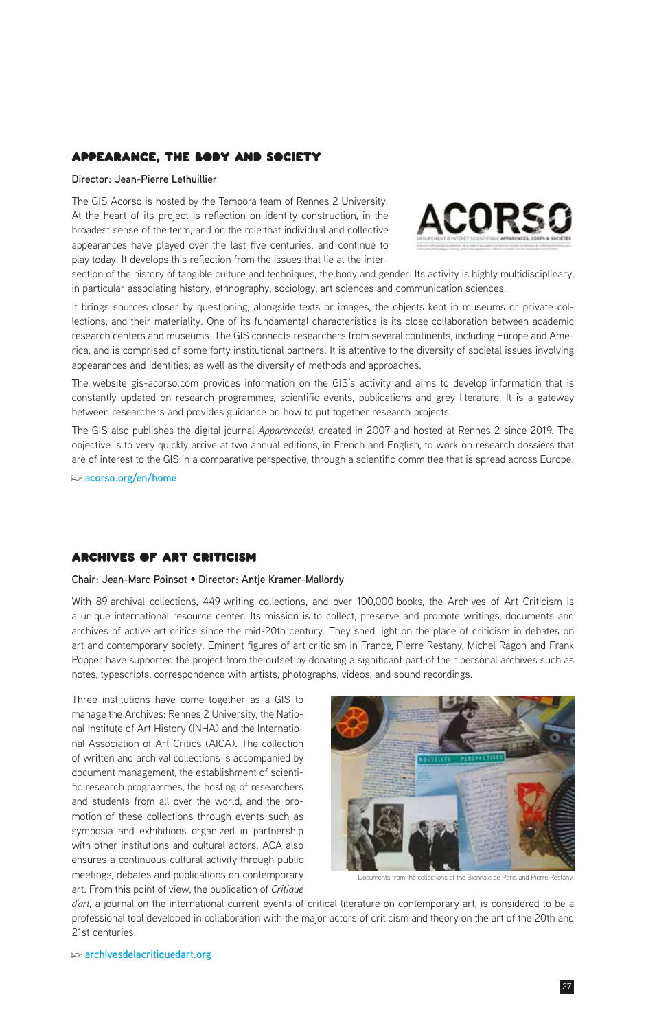## APPEARANCE, THE BODY AND SOCIETY

**Director: Jean-Pierre Lethuillier**

The GIS Acorso is hosted by the Tempora team of Rennes 2 University. At the heart of its project is reflection on identity construction, in the broadest sense of the term, and on the role that individual and collective appearances have played over the last five centuries, and continue to play today. It develops this reflection from the issues that lie at the intersection of the history of tangible culture and techniques, the body and gender. Its activity is highly multidisciplinary, in particular associating history, ethnography, sociology, art sciences and communication sciences.

It brings sources closer by questioning, alongside texts or images, the objects kept in museums or private collections, and their materiality. One of its fundamental characteristics is its close collaboration between academic research centers and museums. The GIS connects researchers from several continents, including Europe and America, and is comprised of some forty institutional partners. It is attentive to the diversity of societal issues involving appearances and identities, as well as the diversity of methods and approaches.

The website gis-acorso.com provides information on the GIS's activity and aims to develop information that is constantly updated on research programmes, scientific events, publications and grey literature. It is a gateway between researchers and provides guidance on how to put together research projects.

The GIS also publishes the digital journal *Apparence(s)*, created in 2007 and hosted at Rennes 2 since 2019. The objective is to very quickly arrive at two annual editions, in French and English, to work on research dossiers that are of interest to the GIS in a comparative perspective, through a scientific committee that is spread across Europe.

acorso.org/en/home

## ARCHIVES OF ART CRITICISM

**Chair: Jean-Marc Poinsot • Director: Antje Kramer-Mallordy**

With 89 archival collections, 449 writing collections, and over 100,000 books, the Archives of Art Criticism is a unique international resource center. Its mission is to collect, preserve and promote writings, documents and archives of active art critics since the mid-20th century. They shed light on the place of criticism in debates on art and contemporary society. Eminent figures of art criticism in France, Pierre Restany, Michel Ragon and Frank Popper have supported the project from the outset by donating a significant part of their personal archives such as notes, typescripts, correspondence with artists, photographs, videos, and sound recordings.

Three institutions have come together as a GIS to manage the Archives: Rennes 2 University, the National Institute of Art History (INHA) and the International Association of Art Critics (AICA). The collection of written and archival collections is accompanied by document management, the establishment of scientific research programmes, the hosting of researchers and students from all over the world, and the promotion of these collections through events such as symposia and exhibitions organized in partnership with other institutions and cultural actors. ACA also ensures a continuous cultural activity through public meetings, debates and publications on contemporary art. From this point of view, the publication of *Critique d'art*, a journal on the international current events of critical literature on contemporary art, is considered to be a professional tool developed in collaboration with the major actors of criticism and theory on the art of the 20th and 21st centuries.

Documents from the collections of the Biennale de Paris and Pierre Restany.

archivesdelacritiquedart.org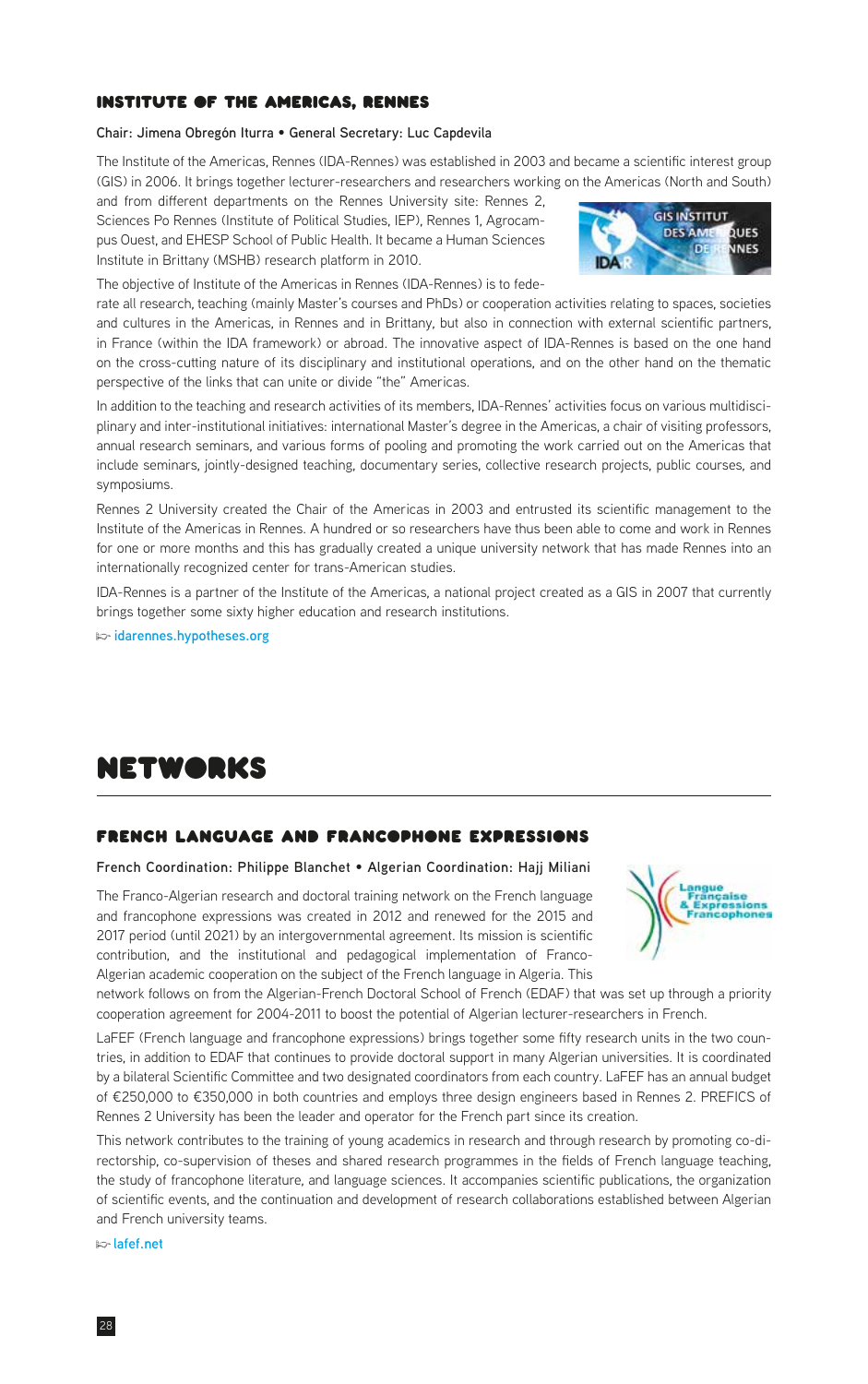### INSTITUTE OF THE AMERICAS, RENNES

**Chair: Jimena Obregón Iturra • General Secretary: Luc Capdevila**

The Institute of the Americas, Rennes (IDA-Rennes) was established in 2003 and became a scientific interest group (GIS) in 2006. It brings together lecturer-researchers and researchers working on the Americas (North and South) and from different departments on the Rennes University site: Rennes 2, Sciences Po Rennes (Institute of Political Studies, IEP), Rennes 1, Agrocampus Ouest, and EHESP School of Public Health. It became a Human Sciences Institute in Brittany (MSHB) research platform in 2010.

The objective of Institute of the Americas in Rennes (IDA-Rennes) is to federate all research, teaching (mainly Master's courses and PhDs) or cooperation activities relating to spaces, societies and cultures in the Americas, in Rennes and in Brittany, but also in connection with external scientific partners, in France (within the IDA framework) or abroad. The innovative aspect of IDA-Rennes is based on the one hand on the cross-cutting nature of its disciplinary and institutional operations, and on the other hand on the thematic perspective of the links that can unite or divide "the" Americas.

In addition to the teaching and research activities of its members, IDA-Rennes' activities focus on various multidisciplinary and inter-institutional initiatives: international Master's degree in the Americas, a chair of visiting professors, annual research seminars, and various forms of pooling and promoting the work carried out on the Americas that include seminars, jointly-designed teaching, documentary series, collective research projects, public courses, and symposiums.

Rennes 2 University created the Chair of the Americas in 2003 and entrusted its scientific management to the Institute of the Americas in Rennes. A hundred or so researchers have thus been able to come and work in Rennes for one or more months and this has gradually created a unique university network that has made Rennes into an internationally recognized center for trans-American studies.

IDA-Rennes is a partner of the Institute of the Americas, a national project created as a GIS in 2007 that currently brings together some sixty higher education and research institutions.

☞ idarennes.hypotheses.org

## NETWORKS

### FRENCH LANGUAGE AND FRANCOPHONE EXPRESSIONS

**French Coordination: Philippe Blanchet • Algerian Coordination: Hajj Miliani**

The Franco-Algerian research and doctoral training network on the French language and francophone expressions was created in 2012 and renewed for the 2015 and 2017 period (until 2021) by an intergovernmental agreement. Its mission is scientific contribution, and the institutional and pedagogical implementation of Franco-Algerian academic cooperation on the subject of the French language in Algeria. This network follows on from the Algerian-French Doctoral School of French (EDAF) that was set up through a priority cooperation agreement for 2004-2011 to boost the potential of Algerian lecturer-researchers in French.

LaFEF (French language and francophone expressions) brings together some fifty research units in the two countries, in addition to EDAF that continues to provide doctoral support in many Algerian universities. It is coordinated by a bilateral Scientific Committee and two designated coordinators from each country. LaFEF has an annual budget of €250,000 to €350,000 in both countries and employs three design engineers based in Rennes 2. PREFICS of Rennes 2 University has been the leader and operator for the French part since its creation.

This network contributes to the training of young academics in research and through research by promoting co-directorship, co-supervision of theses and shared research programmes in the fields of French language teaching, the study of francophone literature, and language sciences. It accompanies scientific publications, the organization of scientific events, and the continuation and development of research collaborations established between Algerian and French university teams.

☞ lafef.net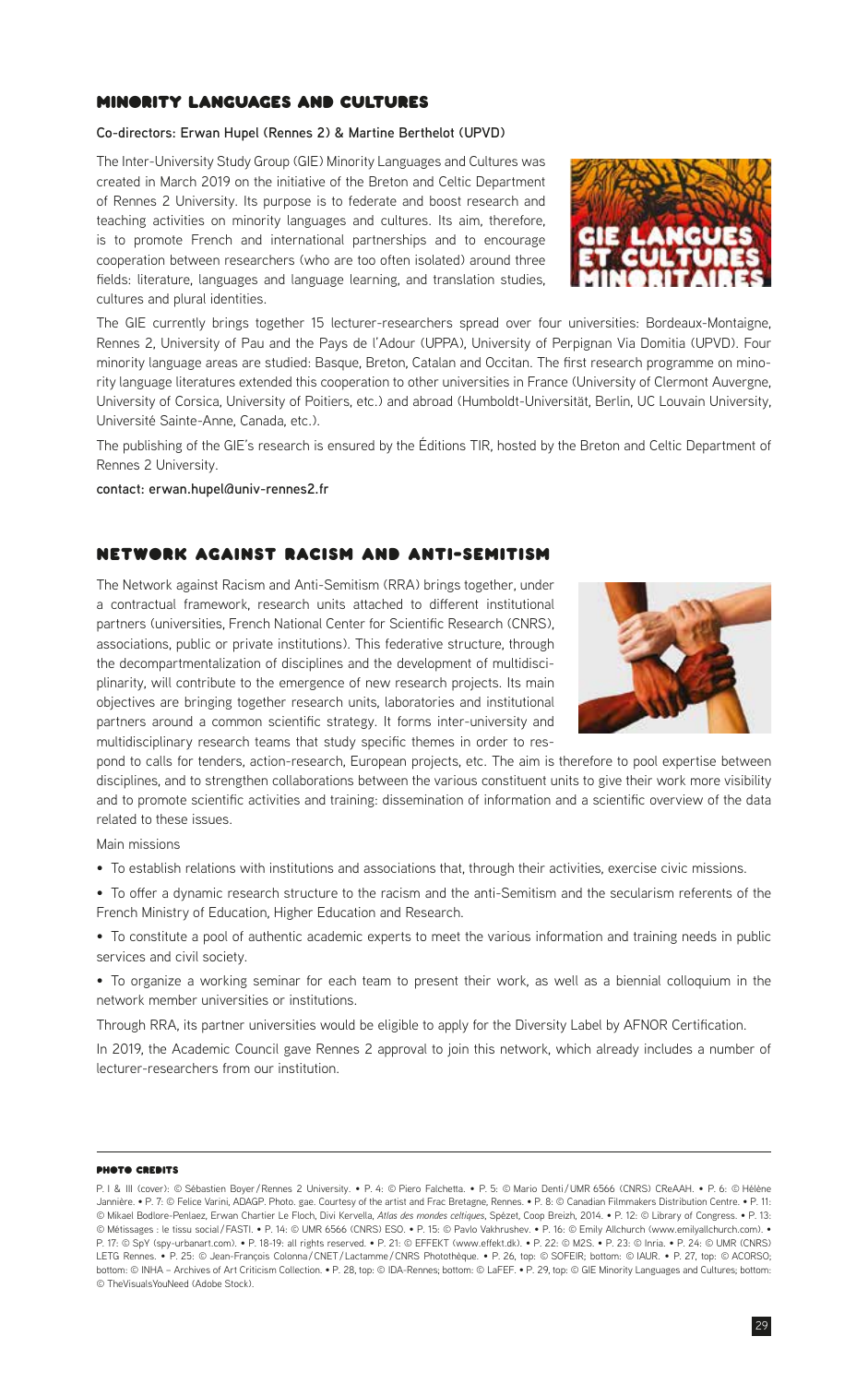## MINORITY LANGUAGES AND CULTURES

**Co-directors: Erwan Hupel (Rennes 2) & Martine Berthelot (UPVD)**

The Inter-University Study Group (GIE) Minority Languages and Cultures was created in March 2019 on the initiative of the Breton and Celtic Department of Rennes 2 University. Its purpose is to federate and boost research and teaching activities on minority languages and cultures. Its aim, therefore, is to promote French and international partnerships and to encourage cooperation between researchers (who are too often isolated) around three fields: literature, languages and language learning, and translation studies, cultures and plural identities.

The GIE currently brings together 15 lecturer-researchers spread over four universities: Bordeaux-Montaigne, Rennes 2, University of Pau and the Pays de l'Adour (UPPA), University of Perpignan Via Domitia (UPVD). Four minority language areas are studied: Basque, Breton, Catalan and Occitan. The first research programme on minority language literatures extended this cooperation to other universities in France (University of Clermont Auvergne, University of Corsica, University of Poitiers, etc.) and abroad (Humboldt-Universität, Berlin, UC Louvain University, Université Sainte-Anne, Canada, etc.).

The publishing of the GIE's research is ensured by the Éditions TIR, hosted by the Breton and Celtic Department of Rennes 2 University.

**contact: erwan.hupel@univ-rennes2.fr**

## NETWORK AGAINST RACISM AND ANTI-SEMITISM

The Network against Racism and Anti-Semitism (RRA) brings together, under a contractual framework, research units attached to different institutional partners (universities, French National Center for Scientific Research (CNRS), associations, public or private institutions). This federative structure, through the decompartmentalization of disciplines and the development of multidisciplinarity, will contribute to the emergence of new research projects. Its main objectives are bringing together research units, laboratories and institutional partners around a common scientific strategy. It forms inter-university and multidisciplinary research teams that study specific themes in order to respond to calls for tenders, action-research, European projects, etc. The aim is therefore to pool expertise between disciplines, and to strengthen collaborations between the various constituent units to give their work more visibility and to promote scientific activities and training: dissemination of information and a scientific overview of the data related to these issues.

Main missions

- To establish relations with institutions and associations that, through their activities, exercise civic missions.
- To offer a dynamic research structure to the racism and the anti-Semitism and the secularism referents of the French Ministry of Education, Higher Education and Research.
- To constitute a pool of authentic academic experts to meet the various information and training needs in public services and civil society.
- To organize a working seminar for each team to present their work, as well as a biennial colloquium in the network member universities or institutions.

Through RRA, its partner universities would be eligible to apply for the Diversity Label by AFNOR Certification.

In 2019, the Academic Council gave Rennes 2 approval to join this network, which already includes a number of lecturer-researchers from our institution.

---

**PHOTO CREDITS**

P. I & III (cover): © Sébastien Boyer / Rennes 2 University. • P. 4: © Piero Falchetta. • P. 5: © Mario Denti / UMR 6566 (CNRS) CReAAH. • P. 6: © Hélène Jannière. • P. 7: © Felice Varini, ADAGP. Photo. gae. Courtesy of the artist and Frac Bretagne, Rennes. • P. 8: © Canadian Filmmakers Distribution Centre. • P. 11: © Mikael Bodlore-Penlaez, Erwan Chartier Le Floch, Divi Kervella, *Atlas des mondes celtiques*, Spézet, Coop Breizh, 2014. • P. 12: © Library of Congress. • P. 13: © Métissages : le tissu social / FASTI. • P. 14: © UMR 6566 (CNRS) ESO. • P. 15: © Pavlo Vakhrushev. • P. 16: © Emily Allchurch (www.emilyallchurch.com). • P. 17: © SpY (spy-urbanart.com). • P. 18-19: all rights reserved. • P. 21: © EFFEKT (www.effekt.dk). • P. 22: © M2S. • P. 23: © Inria. • P. 24: © UMR (CNRS) LETG Rennes. • P. 25: © Jean-François Colonna / CNET / Lactamme / CNRS Photothèque. • P. 26, top: © SOFEIR; bottom: © IAUR. • P. 27, top: © ACORSO; bottom: © INHA – Archives of Art Criticism Collection. • P. 28, top: © IDA-Rennes; bottom: © LaFEF. • P. 29, top: © GIE Minority Languages and Cultures; bottom: © TheVisualsYouNeed (Adobe Stock).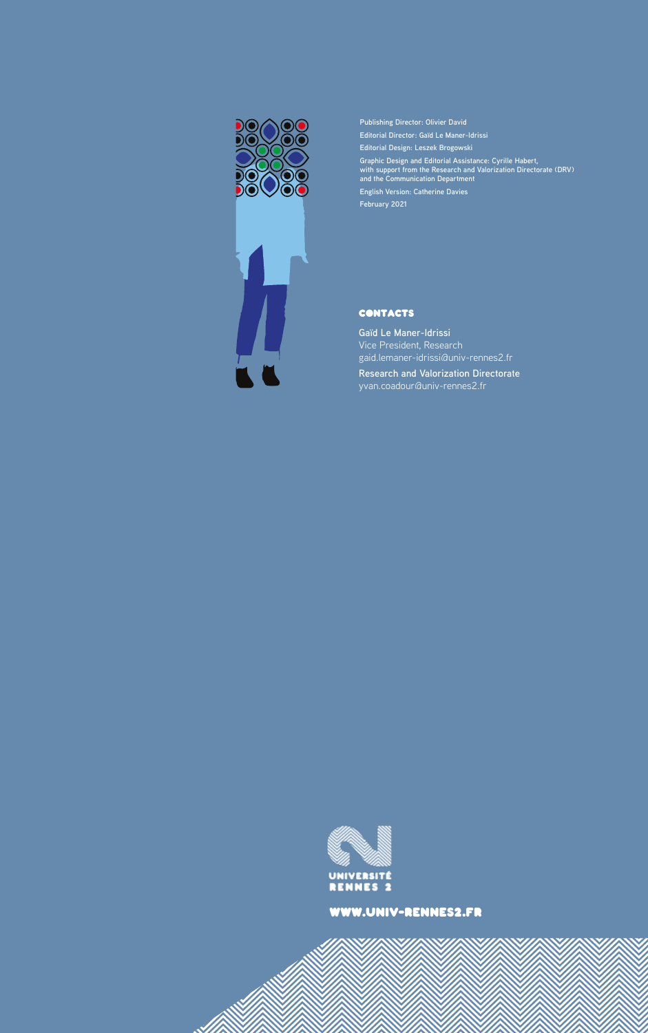Publishing Director: Olivier David

Editorial Director: Gaïd Le Maner-Idrissi

Editorial Design: Leszek Brogowski

Graphic Design and Editorial Assistance: Cyrille Habert, with support from the Research and Valorization Directorate (DRV) and the Communication Department

English Version: Catherine Davies

February 2021

## CONTACTS

**Gaïd Le Maner-Idrissi**
Vice President, Research
gaid.lemaner-idrissi@univ-rennes2.fr

**Research and Valorization Directorate**
yvan.coadour@univ-rennes2.fr

UNIVERSITÉ RENNES 2

WWW.UNIV-RENNES2.FR